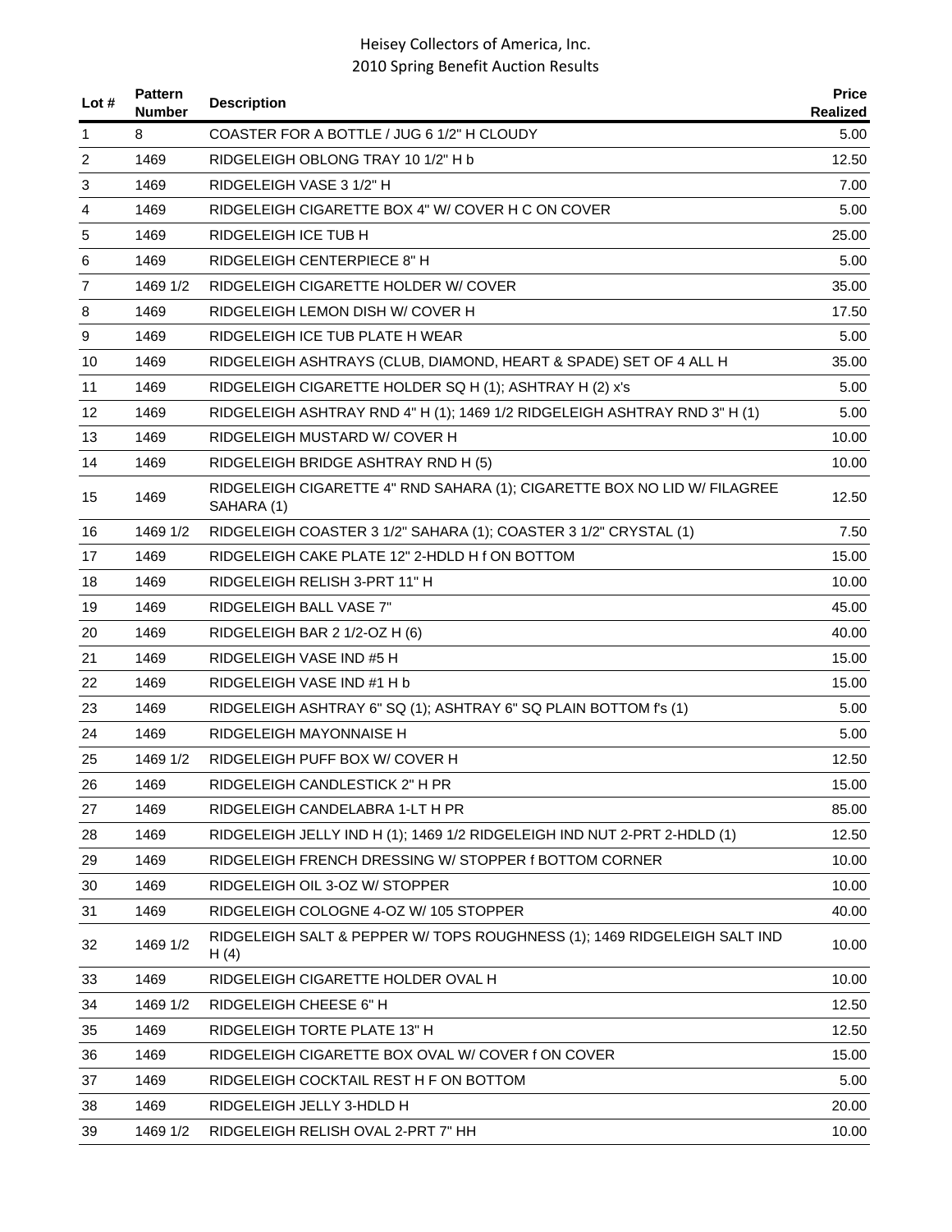# Heisey Collectors of America, Inc.
## 2010 Spring Benefit Auction Results

| Lot # | Pattern Number | Description | Price Realized |
|---|---|---|---|
| 1 | 8 | COASTER FOR A BOTTLE / JUG 6 1/2" H CLOUDY | 5.00 |
| 2 | 1469 | RIDGELEIGH OBLONG TRAY 10 1/2" H b | 12.50 |
| 3 | 1469 | RIDGELEIGH VASE 3 1/2" H | 7.00 |
| 4 | 1469 | RIDGELEIGH CIGARETTE BOX 4" W/ COVER H C ON COVER | 5.00 |
| 5 | 1469 | RIDGELEIGH ICE TUB H | 25.00 |
| 6 | 1469 | RIDGELEIGH CENTERPIECE 8" H | 5.00 |
| 7 | 1469 1/2 | RIDGELEIGH CIGARETTE HOLDER W/ COVER | 35.00 |
| 8 | 1469 | RIDGELEIGH LEMON DISH W/ COVER H | 17.50 |
| 9 | 1469 | RIDGELEIGH ICE TUB PLATE H WEAR | 5.00 |
| 10 | 1469 | RIDGELEIGH ASHTRAYS (CLUB, DIAMOND, HEART & SPADE) SET OF 4 ALL H | 35.00 |
| 11 | 1469 | RIDGELEIGH CIGARETTE HOLDER SQ H (1); ASHTRAY H (2) x's | 5.00 |
| 12 | 1469 | RIDGELEIGH ASHTRAY RND 4" H (1); 1469 1/2 RIDGELEIGH ASHTRAY RND 3" H (1) | 5.00 |
| 13 | 1469 | RIDGELEIGH MUSTARD W/ COVER H | 10.00 |
| 14 | 1469 | RIDGELEIGH BRIDGE ASHTRAY RND H (5) | 10.00 |
| 15 | 1469 | RIDGELEIGH CIGARETTE 4" RND SAHARA (1); CIGARETTE BOX NO LID W/ FILAGREE SAHARA (1) | 12.50 |
| 16 | 1469 1/2 | RIDGELEIGH COASTER 3 1/2" SAHARA (1); COASTER 3 1/2" CRYSTAL (1) | 7.50 |
| 17 | 1469 | RIDGELEIGH CAKE PLATE 12" 2-HDLD H f ON BOTTOM | 15.00 |
| 18 | 1469 | RIDGELEIGH RELISH 3-PRT 11" H | 10.00 |
| 19 | 1469 | RIDGELEIGH BALL VASE 7" | 45.00 |
| 20 | 1469 | RIDGELEIGH BAR 2 1/2-OZ H (6) | 40.00 |
| 21 | 1469 | RIDGELEIGH VASE IND #5 H | 15.00 |
| 22 | 1469 | RIDGELEIGH VASE IND #1 H b | 15.00 |
| 23 | 1469 | RIDGELEIGH ASHTRAY 6" SQ (1); ASHTRAY 6" SQ PLAIN BOTTOM f's (1) | 5.00 |
| 24 | 1469 | RIDGELEIGH MAYONNAISE H | 5.00 |
| 25 | 1469 1/2 | RIDGELEIGH PUFF BOX W/ COVER H | 12.50 |
| 26 | 1469 | RIDGELEIGH CANDLESTICK 2" H PR | 15.00 |
| 27 | 1469 | RIDGELEIGH CANDELABRA 1-LT H PR | 85.00 |
| 28 | 1469 | RIDGELEIGH JELLY IND H (1); 1469 1/2 RIDGELEIGH IND NUT 2-PRT 2-HDLD (1) | 12.50 |
| 29 | 1469 | RIDGELEIGH FRENCH DRESSING W/ STOPPER f BOTTOM CORNER | 10.00 |
| 30 | 1469 | RIDGELEIGH OIL 3-OZ W/ STOPPER | 10.00 |
| 31 | 1469 | RIDGELEIGH COLOGNE 4-OZ W/ 105 STOPPER | 40.00 |
| 32 | 1469 1/2 | RIDGELEIGH SALT & PEPPER W/ TOPS ROUGHNESS (1); 1469 RIDGELEIGH SALT IND H (4) | 10.00 |
| 33 | 1469 | RIDGELEIGH CIGARETTE HOLDER OVAL H | 10.00 |
| 34 | 1469 1/2 | RIDGELEIGH CHEESE 6" H | 12.50 |
| 35 | 1469 | RIDGELEIGH TORTE PLATE 13" H | 12.50 |
| 36 | 1469 | RIDGELEIGH CIGARETTE BOX OVAL W/ COVER f ON COVER | 15.00 |
| 37 | 1469 | RIDGELEIGH COCKTAIL REST H F ON BOTTOM | 5.00 |
| 38 | 1469 | RIDGELEIGH JELLY 3-HDLD H | 20.00 |
| 39 | 1469 1/2 | RIDGELEIGH RELISH OVAL 2-PRT 7" HH | 10.00 |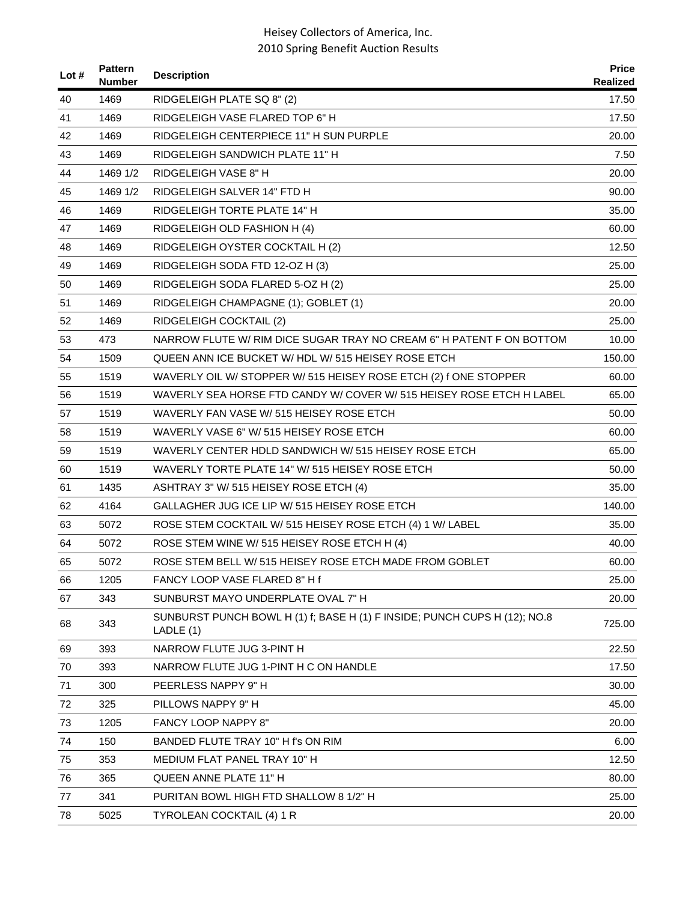| Lot # | Pattern Number | Description | Price Realized |
|---|---|---|---|
| 40 | 1469 | RIDGELEIGH PLATE SQ 8" (2) | 17.50 |
| 41 | 1469 | RIDGELEIGH VASE FLARED TOP 6" H | 17.50 |
| 42 | 1469 | RIDGELEIGH CENTERPIECE 11" H SUN PURPLE | 20.00 |
| 43 | 1469 | RIDGELEIGH SANDWICH PLATE 11" H | 7.50 |
| 44 | 1469 1/2 | RIDGELEIGH VASE 8" H | 20.00 |
| 45 | 1469 1/2 | RIDGELEIGH SALVER 14" FTD H | 90.00 |
| 46 | 1469 | RIDGELEIGH TORTE PLATE 14" H | 35.00 |
| 47 | 1469 | RIDGELEIGH OLD FASHION H (4) | 60.00 |
| 48 | 1469 | RIDGELEIGH OYSTER COCKTAIL H (2) | 12.50 |
| 49 | 1469 | RIDGELEIGH SODA FTD 12-OZ H (3) | 25.00 |
| 50 | 1469 | RIDGELEIGH SODA FLARED 5-OZ H (2) | 25.00 |
| 51 | 1469 | RIDGELEIGH CHAMPAGNE (1); GOBLET (1) | 20.00 |
| 52 | 1469 | RIDGELEIGH COCKTAIL (2) | 25.00 |
| 53 | 473 | NARROW FLUTE W/ RIM DICE SUGAR TRAY NO CREAM 6" H PATENT F ON BOTTOM | 10.00 |
| 54 | 1509 | QUEEN ANN ICE BUCKET W/ HDL W/ 515 HEISEY ROSE ETCH | 150.00 |
| 55 | 1519 | WAVERLY OIL W/ STOPPER W/ 515 HEISEY ROSE ETCH (2) f ONE STOPPER | 60.00 |
| 56 | 1519 | WAVERLY SEA HORSE FTD CANDY W/ COVER W/ 515 HEISEY ROSE ETCH H LABEL | 65.00 |
| 57 | 1519 | WAVERLY FAN VASE W/ 515 HEISEY ROSE ETCH | 50.00 |
| 58 | 1519 | WAVERLY VASE 6" W/ 515 HEISEY ROSE ETCH | 60.00 |
| 59 | 1519 | WAVERLY CENTER HDLD SANDWICH W/ 515 HEISEY ROSE ETCH | 65.00 |
| 60 | 1519 | WAVERLY TORTE PLATE 14" W/ 515 HEISEY ROSE ETCH | 50.00 |
| 61 | 1435 | ASHTRAY 3" W/ 515 HEISEY ROSE ETCH (4) | 35.00 |
| 62 | 4164 | GALLAGHER JUG ICE LIP W/ 515 HEISEY ROSE ETCH | 140.00 |
| 63 | 5072 | ROSE STEM COCKTAIL W/ 515 HEISEY ROSE ETCH (4) 1 W/ LABEL | 35.00 |
| 64 | 5072 | ROSE STEM WINE W/ 515 HEISEY ROSE ETCH H (4) | 40.00 |
| 65 | 5072 | ROSE STEM BELL W/ 515 HEISEY ROSE ETCH MADE FROM GOBLET | 60.00 |
| 66 | 1205 | FANCY LOOP VASE FLARED 8" H f | 25.00 |
| 67 | 343 | SUNBURST MAYO UNDERPLATE OVAL 7" H | 20.00 |
| 68 | 343 | SUNBURST PUNCH BOWL H (1) f; BASE H (1) F INSIDE; PUNCH CUPS H (12); NO.8 LADLE (1) | 725.00 |
| 69 | 393 | NARROW FLUTE JUG 3-PINT H | 22.50 |
| 70 | 393 | NARROW FLUTE JUG 1-PINT H C ON HANDLE | 17.50 |
| 71 | 300 | PEERLESS NAPPY 9" H | 30.00 |
| 72 | 325 | PILLOWS NAPPY 9" H | 45.00 |
| 73 | 1205 | FANCY LOOP NAPPY 8" | 20.00 |
| 74 | 150 | BANDED FLUTE TRAY 10" H f's ON RIM | 6.00 |
| 75 | 353 | MEDIUM FLAT PANEL TRAY 10" H | 12.50 |
| 76 | 365 | QUEEN ANNE PLATE 11" H | 80.00 |
| 77 | 341 | PURITAN BOWL HIGH FTD SHALLOW 8 1/2" H | 25.00 |
| 78 | 5025 | TYROLEAN COCKTAIL (4) 1 R | 20.00 |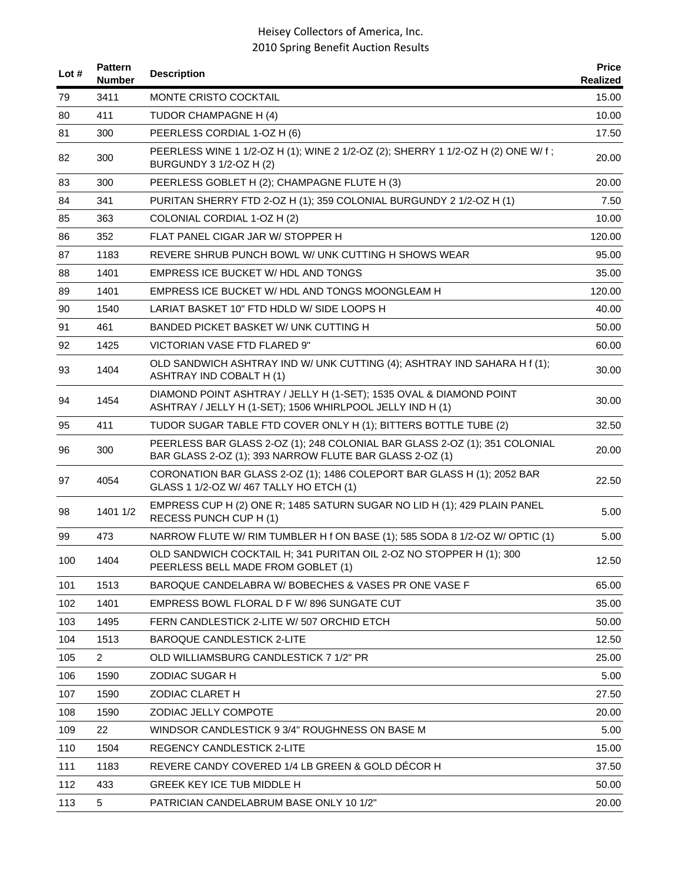| Lot # | Pattern Number | Description | Price Realized |
|---|---|---|---|
| 79 | 3411 | MONTE CRISTO COCKTAIL | 15.00 |
| 80 | 411 | TUDOR CHAMPAGNE H (4) | 10.00 |
| 81 | 300 | PEERLESS CORDIAL 1-OZ H (6) | 17.50 |
| 82 | 300 | PEERLESS WINE 1 1/2-OZ H (1); WINE 2 1/2-OZ (2); SHERRY 1 1/2-OZ H (2) ONE W/ f ; BURGUNDY 3 1/2-OZ H (2) | 20.00 |
| 83 | 300 | PEERLESS GOBLET H (2); CHAMPAGNE FLUTE H (3) | 20.00 |
| 84 | 341 | PURITAN SHERRY FTD 2-OZ H (1); 359 COLONIAL BURGUNDY 2 1/2-OZ H (1) | 7.50 |
| 85 | 363 | COLONIAL CORDIAL 1-OZ H (2) | 10.00 |
| 86 | 352 | FLAT PANEL CIGAR JAR W/ STOPPER H | 120.00 |
| 87 | 1183 | REVERE SHRUB PUNCH BOWL W/ UNK CUTTING H SHOWS WEAR | 95.00 |
| 88 | 1401 | EMPRESS ICE BUCKET W/ HDL AND TONGS | 35.00 |
| 89 | 1401 | EMPRESS ICE BUCKET W/ HDL AND TONGS MOONGLEAM H | 120.00 |
| 90 | 1540 | LARIAT BASKET 10" FTD HDLD W/ SIDE LOOPS H | 40.00 |
| 91 | 461 | BANDED PICKET BASKET W/ UNK CUTTING H | 50.00 |
| 92 | 1425 | VICTORIAN VASE FTD FLARED 9" | 60.00 |
| 93 | 1404 | OLD SANDWICH ASHTRAY IND W/ UNK CUTTING (4); ASHTRAY IND SAHARA H f (1); ASHTRAY IND COBALT H (1) | 30.00 |
| 94 | 1454 | DIAMOND POINT ASHTRAY / JELLY H (1-SET); 1535 OVAL & DIAMOND POINT ASHTRAY / JELLY H (1-SET); 1506 WHIRLPOOL JELLY IND H (1) | 30.00 |
| 95 | 411 | TUDOR SUGAR TABLE FTD COVER ONLY H (1); BITTERS BOTTLE TUBE (2) | 32.50 |
| 96 | 300 | PEERLESS BAR GLASS 2-OZ (1); 248 COLONIAL BAR GLASS 2-OZ (1); 351 COLONIAL BAR GLASS 2-OZ (1); 393 NARROW FLUTE BAR GLASS 2-OZ (1) | 20.00 |
| 97 | 4054 | CORONATION BAR GLASS 2-OZ (1); 1486 COLEPORT BAR GLASS H (1); 2052 BAR GLASS 1 1/2-OZ W/ 467 TALLY HO ETCH (1) | 22.50 |
| 98 | 1401 1/2 | EMPRESS CUP H (2) ONE R; 1485 SATURN SUGAR NO LID H (1); 429 PLAIN PANEL RECESS PUNCH CUP H (1) | 5.00 |
| 99 | 473 | NARROW FLUTE W/ RIM TUMBLER H f ON BASE (1); 585 SODA 8 1/2-OZ W/ OPTIC (1) | 5.00 |
| 100 | 1404 | OLD SANDWICH COCKTAIL H; 341 PURITAN OIL 2-OZ NO STOPPER H (1); 300 PEERLESS BELL MADE FROM GOBLET (1) | 12.50 |
| 101 | 1513 | BAROQUE CANDELABRA W/ BOBECHES & VASES PR ONE VASE F | 65.00 |
| 102 | 1401 | EMPRESS BOWL FLORAL D F W/ 896 SUNGATE CUT | 35.00 |
| 103 | 1495 | FERN CANDLESTICK 2-LITE W/ 507 ORCHID ETCH | 50.00 |
| 104 | 1513 | BAROQUE CANDLESTICK 2-LITE | 12.50 |
| 105 | 2 | OLD WILLIAMSBURG CANDLESTICK 7 1/2" PR | 25.00 |
| 106 | 1590 | ZODIAC SUGAR H | 5.00 |
| 107 | 1590 | ZODIAC CLARET H | 27.50 |
| 108 | 1590 | ZODIAC JELLY COMPOTE | 20.00 |
| 109 | 22 | WINDSOR CANDLESTICK 9 3/4" ROUGHNESS ON BASE M | 5.00 |
| 110 | 1504 | REGENCY CANDLESTICK 2-LITE | 15.00 |
| 111 | 1183 | REVERE CANDY COVERED 1/4 LB GREEN & GOLD DÉCOR H | 37.50 |
| 112 | 433 | GREEK KEY ICE TUB MIDDLE H | 50.00 |
| 113 | 5 | PATRICIAN CANDELABRUM BASE ONLY 10 1/2" | 20.00 |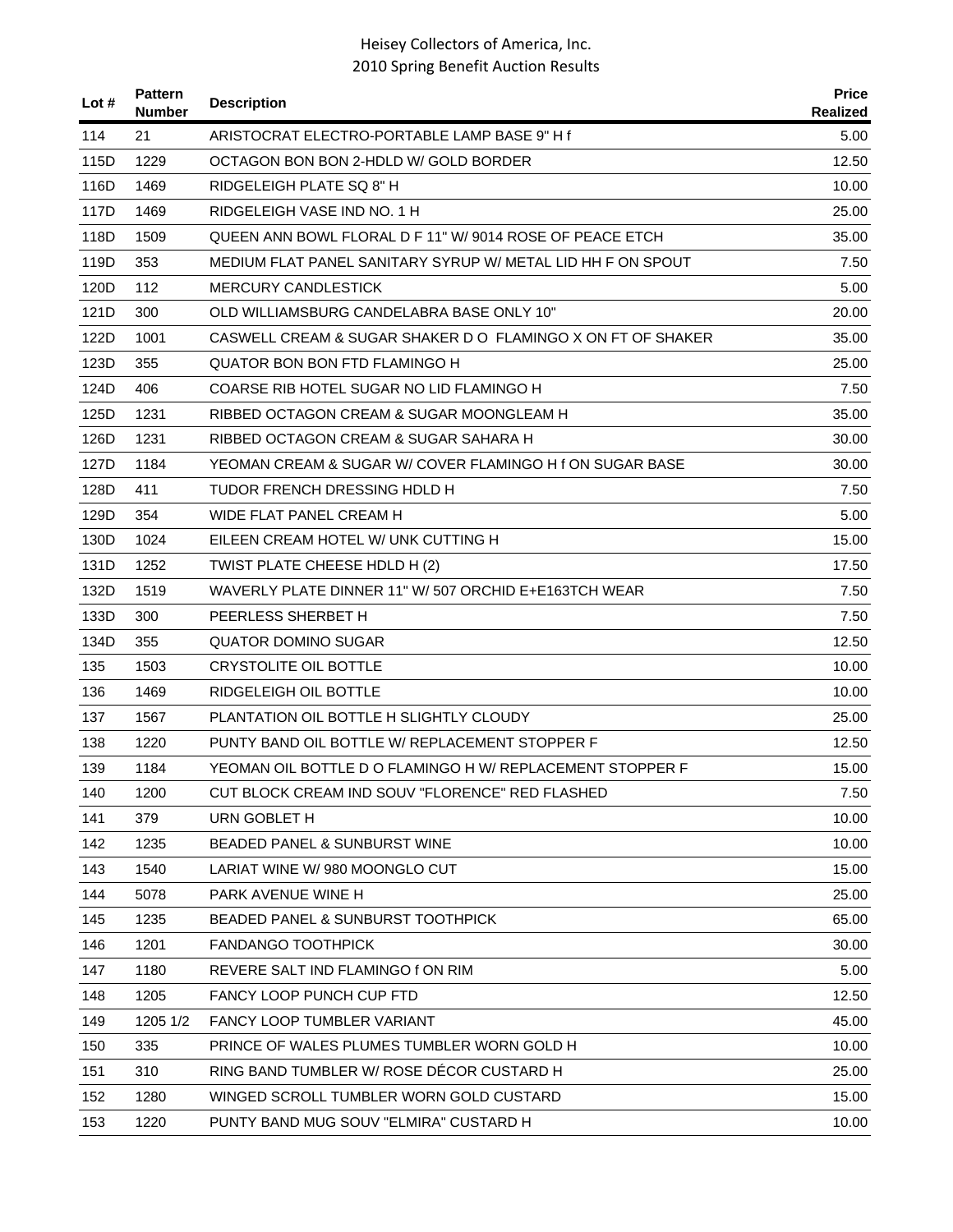| Lot # | Pattern Number | Description | Price Realized |
|---|---|---|---|
| 114 | 21 | ARISTOCRAT ELECTRO-PORTABLE LAMP BASE 9" H f | 5.00 |
| 115D | 1229 | OCTAGON BON BON 2-HDLD W/ GOLD BORDER | 12.50 |
| 116D | 1469 | RIDGELEIGH PLATE SQ 8" H | 10.00 |
| 117D | 1469 | RIDGELEIGH VASE IND NO. 1 H | 25.00 |
| 118D | 1509 | QUEEN ANN BOWL FLORAL D F 11" W/ 9014 ROSE OF PEACE ETCH | 35.00 |
| 119D | 353 | MEDIUM FLAT PANEL SANITARY SYRUP W/ METAL LID HH F ON SPOUT | 7.50 |
| 120D | 112 | MERCURY CANDLESTICK | 5.00 |
| 121D | 300 | OLD WILLIAMSBURG CANDELABRA BASE ONLY 10" | 20.00 |
| 122D | 1001 | CASWELL CREAM & SUGAR SHAKER D O FLAMINGO X ON FT OF SHAKER | 35.00 |
| 123D | 355 | QUATOR BON BON FTD FLAMINGO H | 25.00 |
| 124D | 406 | COARSE RIB HOTEL SUGAR NO LID FLAMINGO H | 7.50 |
| 125D | 1231 | RIBBED OCTAGON CREAM & SUGAR MOONGLEAM H | 35.00 |
| 126D | 1231 | RIBBED OCTAGON CREAM & SUGAR SAHARA H | 30.00 |
| 127D | 1184 | YEOMAN CREAM & SUGAR W/ COVER FLAMINGO H f ON SUGAR BASE | 30.00 |
| 128D | 411 | TUDOR FRENCH DRESSING HDLD H | 7.50 |
| 129D | 354 | WIDE FLAT PANEL CREAM H | 5.00 |
| 130D | 1024 | EILEEN CREAM HOTEL W/ UNK CUTTING H | 15.00 |
| 131D | 1252 | TWIST PLATE CHEESE HDLD H (2) | 17.50 |
| 132D | 1519 | WAVERLY PLATE DINNER 11" W/ 507 ORCHID E+E163TCH WEAR | 7.50 |
| 133D | 300 | PEERLESS SHERBET H | 7.50 |
| 134D | 355 | QUATOR DOMINO SUGAR | 12.50 |
| 135 | 1503 | CRYSTOLITE OIL BOTTLE | 10.00 |
| 136 | 1469 | RIDGELEIGH OIL BOTTLE | 10.00 |
| 137 | 1567 | PLANTATION OIL BOTTLE H SLIGHTLY CLOUDY | 25.00 |
| 138 | 1220 | PUNTY BAND OIL BOTTLE W/ REPLACEMENT STOPPER F | 12.50 |
| 139 | 1184 | YEOMAN OIL BOTTLE D O FLAMINGO H W/ REPLACEMENT STOPPER F | 15.00 |
| 140 | 1200 | CUT BLOCK CREAM IND SOUV "FLORENCE" RED FLASHED | 7.50 |
| 141 | 379 | URN GOBLET H | 10.00 |
| 142 | 1235 | BEADED PANEL & SUNBURST WINE | 10.00 |
| 143 | 1540 | LARIAT WINE W/ 980 MOONGLO CUT | 15.00 |
| 144 | 5078 | PARK AVENUE WINE H | 25.00 |
| 145 | 1235 | BEADED PANEL & SUNBURST TOOTHPICK | 65.00 |
| 146 | 1201 | FANDANGO TOOTHPICK | 30.00 |
| 147 | 1180 | REVERE SALT IND FLAMINGO f ON RIM | 5.00 |
| 148 | 1205 | FANCY LOOP PUNCH CUP FTD | 12.50 |
| 149 | 1205 1/2 | FANCY LOOP TUMBLER VARIANT | 45.00 |
| 150 | 335 | PRINCE OF WALES PLUMES TUMBLER WORN GOLD H | 10.00 |
| 151 | 310 | RING BAND TUMBLER W/ ROSE DÉCOR CUSTARD H | 25.00 |
| 152 | 1280 | WINGED SCROLL TUMBLER WORN GOLD CUSTARD | 15.00 |
| 153 | 1220 | PUNTY BAND MUG SOUV "ELMIRA" CUSTARD H | 10.00 |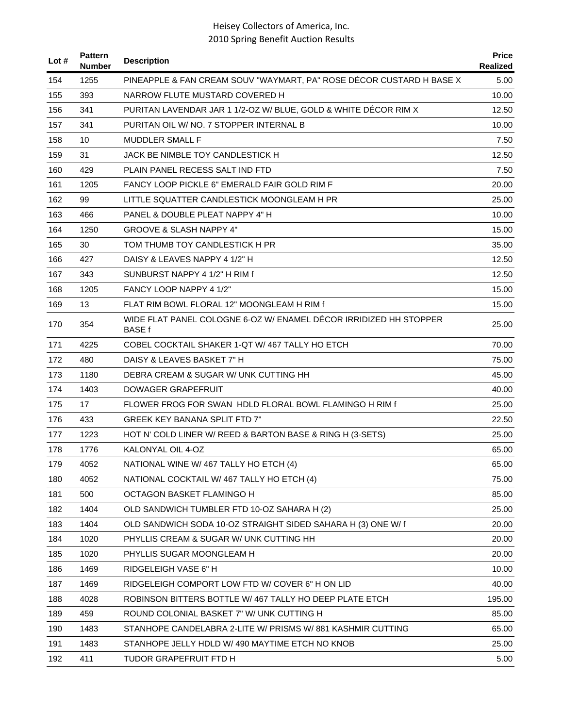Heisey Collectors of America, Inc.
2010 Spring Benefit Auction Results

| Lot # | Pattern Number | Description | Price Realized |
|---|---|---|---|
| 154 | 1255 | PINEAPPLE & FAN CREAM SOUV "WAYMART, PA" ROSE DÉCOR CUSTARD H BASE X | 5.00 |
| 155 | 393 | NARROW FLUTE MUSTARD COVERED H | 10.00 |
| 156 | 341 | PURITAN LAVENDAR JAR 1 1/2-OZ W/ BLUE, GOLD & WHITE DÉCOR RIM X | 12.50 |
| 157 | 341 | PURITAN OIL W/ NO. 7 STOPPER INTERNAL B | 10.00 |
| 158 | 10 | MUDDLER SMALL F | 7.50 |
| 159 | 31 | JACK BE NIMBLE TOY CANDLESTICK H | 12.50 |
| 160 | 429 | PLAIN PANEL RECESS SALT IND FTD | 7.50 |
| 161 | 1205 | FANCY LOOP PICKLE 6" EMERALD FAIR GOLD RIM F | 20.00 |
| 162 | 99 | LITTLE SQUATTER CANDLESTICK MOONGLEAM H PR | 25.00 |
| 163 | 466 | PANEL & DOUBLE PLEAT NAPPY 4" H | 10.00 |
| 164 | 1250 | GROOVE & SLASH NAPPY 4" | 15.00 |
| 165 | 30 | TOM THUMB TOY CANDLESTICK H PR | 35.00 |
| 166 | 427 | DAISY & LEAVES NAPPY 4 1/2" H | 12.50 |
| 167 | 343 | SUNBURST NAPPY 4 1/2" H RIM f | 12.50 |
| 168 | 1205 | FANCY LOOP NAPPY 4 1/2" | 15.00 |
| 169 | 13 | FLAT RIM BOWL FLORAL 12" MOONGLEAM H RIM f | 15.00 |
| 170 | 354 | WIDE FLAT PANEL COLOGNE 6-OZ W/ ENAMEL DÉCOR IRRIDIZED HH STOPPER BASE f | 25.00 |
| 171 | 4225 | COBEL COCKTAIL SHAKER 1-QT W/ 467 TALLY HO ETCH | 70.00 |
| 172 | 480 | DAISY & LEAVES BASKET 7" H | 75.00 |
| 173 | 1180 | DEBRA CREAM & SUGAR W/ UNK CUTTING HH | 45.00 |
| 174 | 1403 | DOWAGER GRAPEFRUIT | 40.00 |
| 175 | 17 | FLOWER FROG FOR SWAN HDLD FLORAL BOWL FLAMINGO H RIM f | 25.00 |
| 176 | 433 | GREEK KEY BANANA SPLIT FTD 7" | 22.50 |
| 177 | 1223 | HOT N' COLD LINER W/ REED & BARTON BASE & RING H (3-SETS) | 25.00 |
| 178 | 1776 | KALONYAL OIL 4-OZ | 65.00 |
| 179 | 4052 | NATIONAL WINE W/ 467 TALLY HO ETCH (4) | 65.00 |
| 180 | 4052 | NATIONAL COCKTAIL W/ 467 TALLY HO ETCH (4) | 75.00 |
| 181 | 500 | OCTAGON BASKET FLAMINGO H | 85.00 |
| 182 | 1404 | OLD SANDWICH TUMBLER FTD 10-OZ SAHARA H (2) | 25.00 |
| 183 | 1404 | OLD SANDWICH SODA 10-OZ STRAIGHT SIDED SAHARA H (3) ONE W/ f | 20.00 |
| 184 | 1020 | PHYLLIS CREAM & SUGAR W/ UNK CUTTING HH | 20.00 |
| 185 | 1020 | PHYLLIS SUGAR MOONGLEAM H | 20.00 |
| 186 | 1469 | RIDGELEIGH VASE 6" H | 10.00 |
| 187 | 1469 | RIDGELEIGH COMPORT LOW FTD W/ COVER 6" H ON LID | 40.00 |
| 188 | 4028 | ROBINSON BITTERS BOTTLE W/ 467 TALLY HO DEEP PLATE ETCH | 195.00 |
| 189 | 459 | ROUND COLONIAL BASKET 7" W/ UNK CUTTING H | 85.00 |
| 190 | 1483 | STANHOPE CANDELABRA 2-LITE W/ PRISMS W/ 881 KASHMIR CUTTING | 65.00 |
| 191 | 1483 | STANHOPE JELLY HDLD W/ 490 MAYTIME ETCH NO KNOB | 25.00 |
| 192 | 411 | TUDOR GRAPEFRUIT FTD H | 5.00 |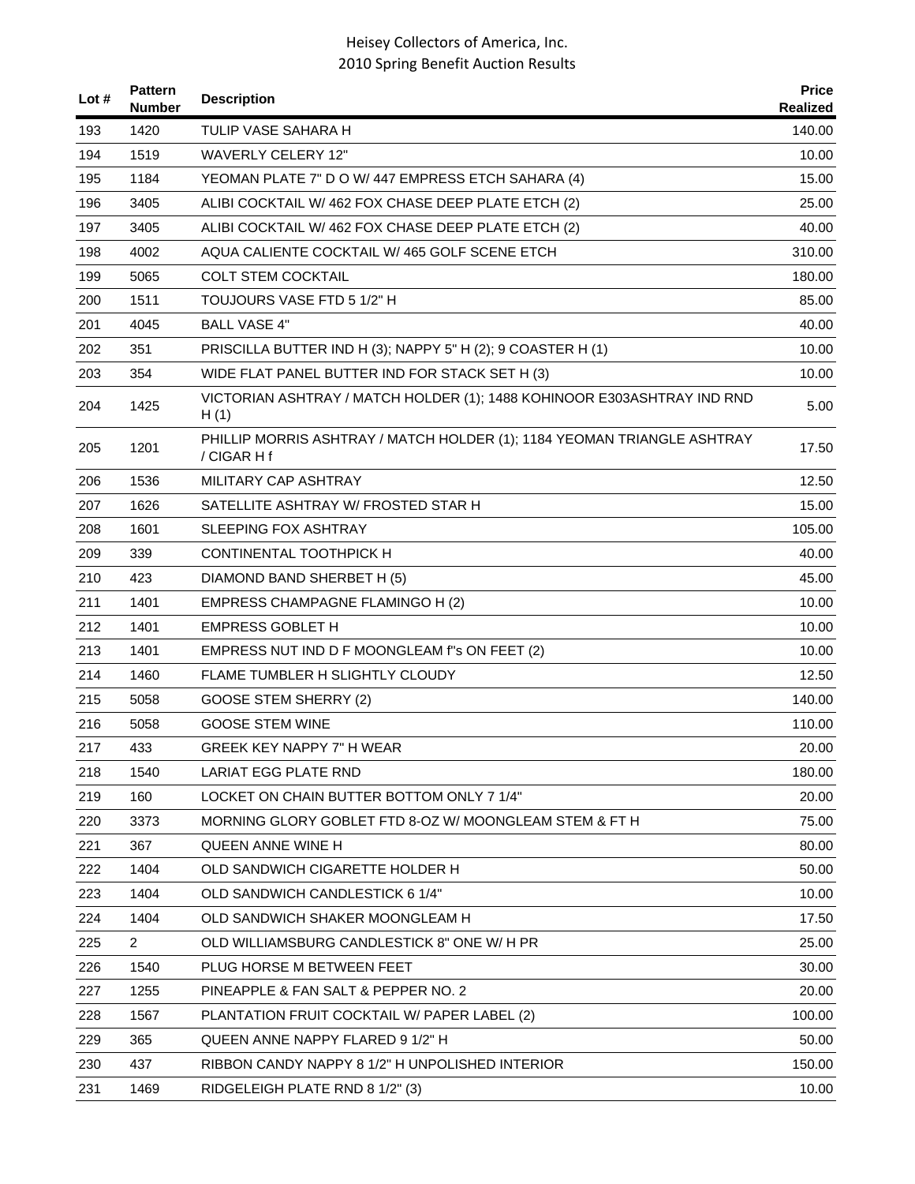| Lot # | Pattern Number | Description | Price Realized |
|---|---|---|---|
| 193 | 1420 | TULIP VASE SAHARA H | 140.00 |
| 194 | 1519 | WAVERLY CELERY 12" | 10.00 |
| 195 | 1184 | YEOMAN PLATE 7" D O W/ 447 EMPRESS ETCH SAHARA (4) | 15.00 |
| 196 | 3405 | ALIBI COCKTAIL W/ 462 FOX CHASE DEEP PLATE ETCH (2) | 25.00 |
| 197 | 3405 | ALIBI COCKTAIL W/ 462 FOX CHASE DEEP PLATE ETCH (2) | 40.00 |
| 198 | 4002 | AQUA CALIENTE COCKTAIL W/ 465 GOLF SCENE ETCH | 310.00 |
| 199 | 5065 | COLT STEM COCKTAIL | 180.00 |
| 200 | 1511 | TOUJOURS VASE FTD 5 1/2" H | 85.00 |
| 201 | 4045 | BALL VASE 4" | 40.00 |
| 202 | 351 | PRISCILLA BUTTER IND H (3); NAPPY 5" H (2); 9 COASTER H (1) | 10.00 |
| 203 | 354 | WIDE FLAT PANEL BUTTER IND FOR STACK SET H (3) | 10.00 |
| 204 | 1425 | VICTORIAN ASHTRAY / MATCH HOLDER (1); 1488 KOHINOOR E303ASHTRAY IND RND H (1) | 5.00 |
| 205 | 1201 | PHILLIP MORRIS ASHTRAY / MATCH HOLDER (1); 1184 YEOMAN TRIANGLE ASHTRAY / CIGAR H f | 17.50 |
| 206 | 1536 | MILITARY CAP ASHTRAY | 12.50 |
| 207 | 1626 | SATELLITE ASHTRAY W/ FROSTED STAR H | 15.00 |
| 208 | 1601 | SLEEPING FOX ASHTRAY | 105.00 |
| 209 | 339 | CONTINENTAL TOOTHPICK H | 40.00 |
| 210 | 423 | DIAMOND BAND SHERBET H (5) | 45.00 |
| 211 | 1401 | EMPRESS CHAMPAGNE FLAMINGO H (2) | 10.00 |
| 212 | 1401 | EMPRESS GOBLET H | 10.00 |
| 213 | 1401 | EMPRESS NUT IND D F MOONGLEAM f"s ON FEET (2) | 10.00 |
| 214 | 1460 | FLAME TUMBLER H SLIGHTLY CLOUDY | 12.50 |
| 215 | 5058 | GOOSE STEM SHERRY (2) | 140.00 |
| 216 | 5058 | GOOSE STEM WINE | 110.00 |
| 217 | 433 | GREEK KEY NAPPY 7" H WEAR | 20.00 |
| 218 | 1540 | LARIAT EGG PLATE RND | 180.00 |
| 219 | 160 | LOCKET ON CHAIN BUTTER BOTTOM ONLY 7 1/4" | 20.00 |
| 220 | 3373 | MORNING GLORY GOBLET FTD 8-OZ W/ MOONGLEAM STEM & FT H | 75.00 |
| 221 | 367 | QUEEN ANNE WINE H | 80.00 |
| 222 | 1404 | OLD SANDWICH CIGARETTE HOLDER H | 50.00 |
| 223 | 1404 | OLD SANDWICH CANDLESTICK 6 1/4" | 10.00 |
| 224 | 1404 | OLD SANDWICH SHAKER MOONGLEAM H | 17.50 |
| 225 | 2 | OLD WILLIAMSBURG CANDLESTICK 8" ONE W/ H PR | 25.00 |
| 226 | 1540 | PLUG HORSE M BETWEEN FEET | 30.00 |
| 227 | 1255 | PINEAPPLE & FAN SALT & PEPPER NO. 2 | 20.00 |
| 228 | 1567 | PLANTATION FRUIT COCKTAIL W/ PAPER LABEL (2) | 100.00 |
| 229 | 365 | QUEEN ANNE NAPPY FLARED 9 1/2" H | 50.00 |
| 230 | 437 | RIBBON CANDY NAPPY 8 1/2" H UNPOLISHED INTERIOR | 150.00 |
| 231 | 1469 | RIDGELEIGH PLATE RND 8 1/2" (3) | 10.00 |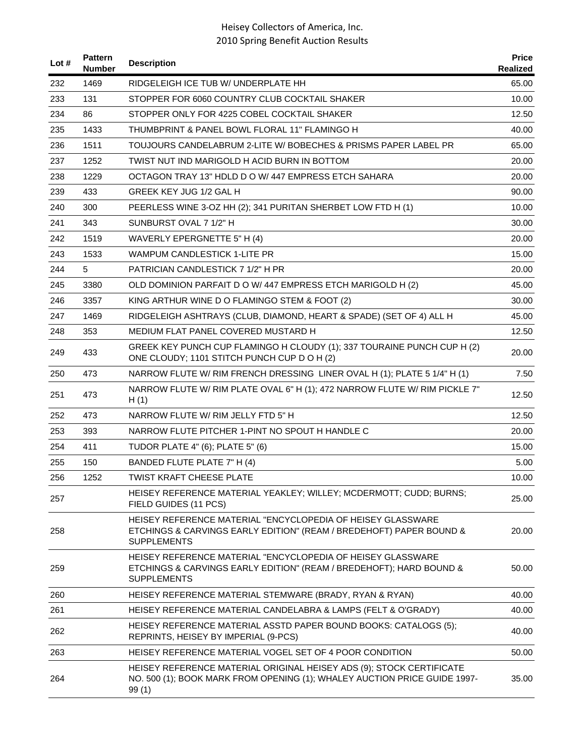| Lot # | Pattern Number | Description | Price Realized |
|---|---|---|---|
| 232 | 1469 | RIDGELEIGH ICE TUB W/ UNDERPLATE HH | 65.00 |
| 233 | 131 | STOPPER FOR 6060 COUNTRY CLUB COCKTAIL SHAKER | 10.00 |
| 234 | 86 | STOPPER ONLY FOR 4225 COBEL COCKTAIL SHAKER | 12.50 |
| 235 | 1433 | THUMBPRINT & PANEL BOWL FLORAL 11" FLAMINGO H | 40.00 |
| 236 | 1511 | TOUJOURS CANDELABRUM 2-LITE W/ BOBECHES & PRISMS PAPER LABEL PR | 65.00 |
| 237 | 1252 | TWIST NUT IND MARIGOLD H ACID BURN IN BOTTOM | 20.00 |
| 238 | 1229 | OCTAGON TRAY 13" HDLD D O W/ 447 EMPRESS ETCH SAHARA | 20.00 |
| 239 | 433 | GREEK KEY JUG 1/2 GAL H | 90.00 |
| 240 | 300 | PEERLESS WINE 3-OZ HH (2); 341 PURITAN SHERBET LOW FTD H (1) | 10.00 |
| 241 | 343 | SUNBURST OVAL 7 1/2" H | 30.00 |
| 242 | 1519 | WAVERLY EPERGNETTE 5" H (4) | 20.00 |
| 243 | 1533 | WAMPUM CANDLESTICK 1-LITE PR | 15.00 |
| 244 | 5 | PATRICIAN CANDLESTICK 7 1/2" H PR | 20.00 |
| 245 | 3380 | OLD DOMINION PARFAIT D O W/ 447 EMPRESS ETCH MARIGOLD H (2) | 45.00 |
| 246 | 3357 | KING ARTHUR WINE D O FLAMINGO STEM & FOOT (2) | 30.00 |
| 247 | 1469 | RIDGELEIGH ASHTRAYS (CLUB, DIAMOND, HEART & SPADE) (SET OF 4) ALL H | 45.00 |
| 248 | 353 | MEDIUM FLAT PANEL COVERED MUSTARD H | 12.50 |
| 249 | 433 | GREEK KEY PUNCH CUP FLAMINGO H CLOUDY (1); 337 TOURAINE PUNCH CUP H (2) ONE CLOUDY; 1101 STITCH PUNCH CUP D O H (2) | 20.00 |
| 250 | 473 | NARROW FLUTE W/ RIM FRENCH DRESSING LINER OVAL H (1); PLATE 5 1/4" H (1) | 7.50 |
| 251 | 473 | NARROW FLUTE W/ RIM PLATE OVAL 6" H (1); 472 NARROW FLUTE W/ RIM PICKLE 7" H (1) | 12.50 |
| 252 | 473 | NARROW FLUTE W/ RIM JELLY FTD 5" H | 12.50 |
| 253 | 393 | NARROW FLUTE PITCHER 1-PINT NO SPOUT H HANDLE C | 20.00 |
| 254 | 411 | TUDOR PLATE 4" (6); PLATE 5" (6) | 15.00 |
| 255 | 150 | BANDED FLUTE PLATE 7" H (4) | 5.00 |
| 256 | 1252 | TWIST KRAFT CHEESE PLATE | 10.00 |
| 257 | | HEISEY REFERENCE MATERIAL YEAKLEY; WILLEY; MCDERMOTT; CUDD; BURNS; FIELD GUIDES (11 PCS) | 25.00 |
| 258 | | HEISEY REFERENCE MATERIAL "ENCYCLOPEDIA OF HEISEY GLASSWARE ETCHINGS & CARVINGS EARLY EDITION" (REAM / BREDEHOFT) PAPER BOUND & SUPPLEMENTS | 20.00 |
| 259 | | HEISEY REFERENCE MATERIAL "ENCYCLOPEDIA OF HEISEY GLASSWARE ETCHINGS & CARVINGS EARLY EDITION" (REAM / BREDEHOFT); HARD BOUND & SUPPLEMENTS | 50.00 |
| 260 | | HEISEY REFERENCE MATERIAL STEMWARE (BRADY, RYAN & RYAN) | 40.00 |
| 261 | | HEISEY REFERENCE MATERIAL CANDELABRA & LAMPS (FELT & O'GRADY) | 40.00 |
| 262 | | HEISEY REFERENCE MATERIAL ASSTD PAPER BOUND BOOKS: CATALOGS (5); REPRINTS, HEISEY BY IMPERIAL (9-PCS) | 40.00 |
| 263 | | HEISEY REFERENCE MATERIAL VOGEL SET OF 4 POOR CONDITION | 50.00 |
| 264 | | HEISEY REFERENCE MATERIAL ORIGINAL HEISEY ADS (9); STOCK CERTIFICATE NO. 500 (1); BOOK MARK FROM OPENING (1); WHALEY AUCTION PRICE GUIDE 1997-99 (1) | 35.00 |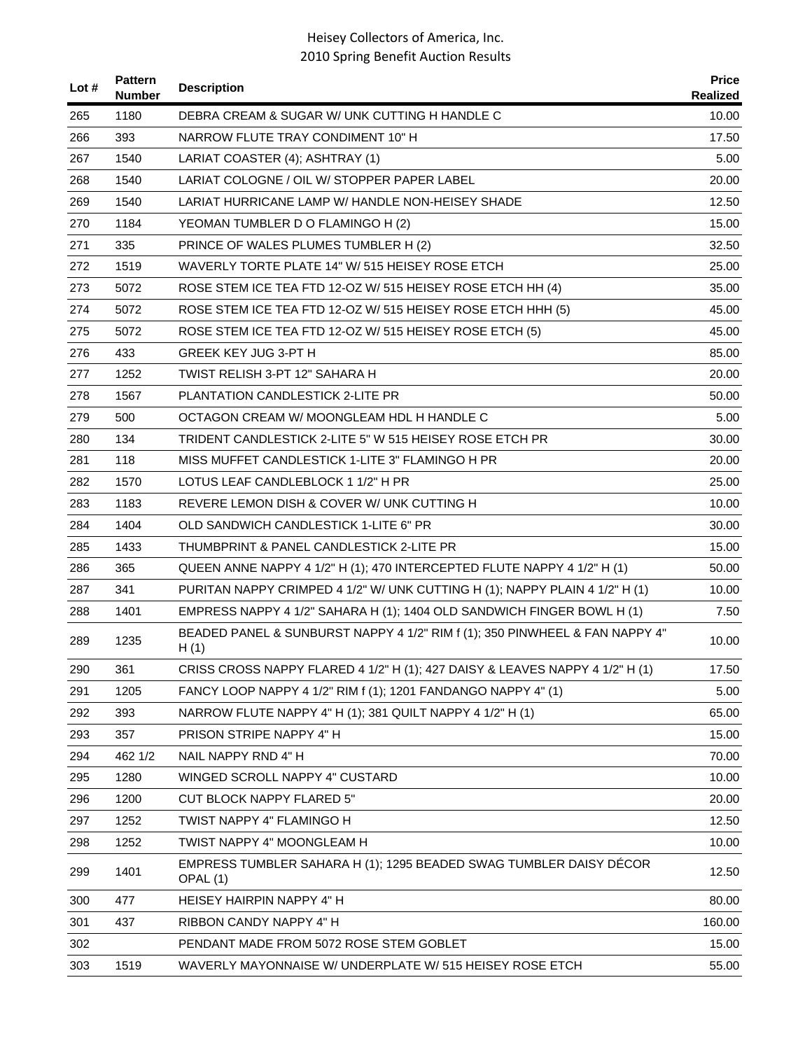| Lot # | Pattern Number | Description | Price Realized |
|---|---|---|---|
| 265 | 1180 | DEBRA CREAM & SUGAR W/ UNK CUTTING H HANDLE C | 10.00 |
| 266 | 393 | NARROW FLUTE TRAY CONDIMENT 10" H | 17.50 |
| 267 | 1540 | LARIAT COASTER (4); ASHTRAY (1) | 5.00 |
| 268 | 1540 | LARIAT COLOGNE / OIL W/ STOPPER PAPER LABEL | 20.00 |
| 269 | 1540 | LARIAT HURRICANE LAMP W/ HANDLE NON-HEISEY SHADE | 12.50 |
| 270 | 1184 | YEOMAN TUMBLER D O FLAMINGO H (2) | 15.00 |
| 271 | 335 | PRINCE OF WALES PLUMES TUMBLER H (2) | 32.50 |
| 272 | 1519 | WAVERLY TORTE PLATE 14" W/ 515 HEISEY ROSE ETCH | 25.00 |
| 273 | 5072 | ROSE STEM ICE TEA FTD 12-OZ W/ 515 HEISEY ROSE ETCH HH (4) | 35.00 |
| 274 | 5072 | ROSE STEM ICE TEA FTD 12-OZ W/ 515 HEISEY ROSE ETCH HHH (5) | 45.00 |
| 275 | 5072 | ROSE STEM ICE TEA FTD 12-OZ W/ 515 HEISEY ROSE ETCH (5) | 45.00 |
| 276 | 433 | GREEK KEY JUG 3-PT H | 85.00 |
| 277 | 1252 | TWIST RELISH 3-PT 12" SAHARA H | 20.00 |
| 278 | 1567 | PLANTATION CANDLESTICK 2-LITE PR | 50.00 |
| 279 | 500 | OCTAGON CREAM W/ MOONGLEAM HDL H HANDLE C | 5.00 |
| 280 | 134 | TRIDENT CANDLESTICK 2-LITE 5" W 515 HEISEY ROSE ETCH PR | 30.00 |
| 281 | 118 | MISS MUFFET CANDLESTICK 1-LITE 3" FLAMINGO H PR | 20.00 |
| 282 | 1570 | LOTUS LEAF CANDLEBLOCK 1 1/2" H PR | 25.00 |
| 283 | 1183 | REVERE LEMON DISH & COVER W/ UNK CUTTING H | 10.00 |
| 284 | 1404 | OLD SANDWICH CANDLESTICK 1-LITE 6" PR | 30.00 |
| 285 | 1433 | THUMBPRINT & PANEL CANDLESTICK 2-LITE PR | 15.00 |
| 286 | 365 | QUEEN ANNE NAPPY 4 1/2" H (1); 470 INTERCEPTED FLUTE NAPPY 4 1/2" H (1) | 50.00 |
| 287 | 341 | PURITAN NAPPY CRIMPED 4 1/2" W/ UNK CUTTING H (1); NAPPY PLAIN 4 1/2" H (1) | 10.00 |
| 288 | 1401 | EMPRESS NAPPY 4 1/2" SAHARA H (1); 1404 OLD SANDWICH FINGER BOWL H (1) | 7.50 |
| 289 | 1235 | BEADED PANEL & SUNBURST NAPPY 4 1/2" RIM f (1); 350 PINWHEEL & FAN NAPPY 4" H (1) | 10.00 |
| 290 | 361 | CRISS CROSS NAPPY FLARED 4 1/2" H (1); 427 DAISY & LEAVES NAPPY 4 1/2" H (1) | 17.50 |
| 291 | 1205 | FANCY LOOP NAPPY 4 1/2" RIM f (1); 1201 FANDANGO NAPPY 4" (1) | 5.00 |
| 292 | 393 | NARROW FLUTE NAPPY 4" H (1); 381 QUILT NAPPY 4 1/2" H (1) | 65.00 |
| 293 | 357 | PRISON STRIPE NAPPY 4" H | 15.00 |
| 294 | 462 1/2 | NAIL NAPPY RND 4" H | 70.00 |
| 295 | 1280 | WINGED SCROLL NAPPY 4" CUSTARD | 10.00 |
| 296 | 1200 | CUT BLOCK NAPPY FLARED 5" | 20.00 |
| 297 | 1252 | TWIST NAPPY 4" FLAMINGO H | 12.50 |
| 298 | 1252 | TWIST NAPPY 4" MOONGLEAM H | 10.00 |
| 299 | 1401 | EMPRESS TUMBLER SAHARA H (1); 1295 BEADED SWAG TUMBLER DAISY DÉCOR OPAL (1) | 12.50 |
| 300 | 477 | HEISEY HAIRPIN NAPPY 4" H | 80.00 |
| 301 | 437 | RIBBON CANDY NAPPY 4" H | 160.00 |
| 302 | | PENDANT MADE FROM 5072 ROSE STEM GOBLET | 15.00 |
| 303 | 1519 | WAVERLY MAYONNAISE W/ UNDERPLATE W/ 515 HEISEY ROSE ETCH | 55.00 |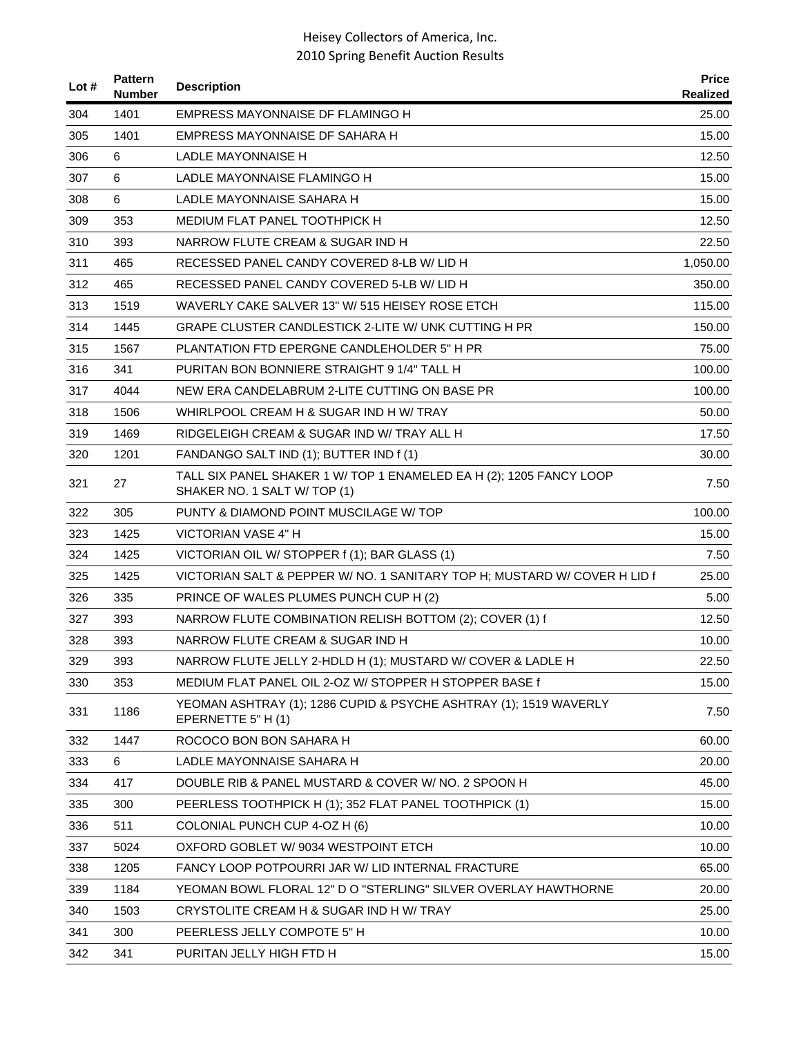| Lot # | Pattern Number | Description | Price Realized |
|---|---|---|---|
| 304 | 1401 | EMPRESS MAYONNAISE DF FLAMINGO H | 25.00 |
| 305 | 1401 | EMPRESS MAYONNAISE DF SAHARA H | 15.00 |
| 306 | 6 | LADLE MAYONNAISE H | 12.50 |
| 307 | 6 | LADLE MAYONNAISE FLAMINGO H | 15.00 |
| 308 | 6 | LADLE MAYONNAISE SAHARA H | 15.00 |
| 309 | 353 | MEDIUM FLAT PANEL TOOTHPICK H | 12.50 |
| 310 | 393 | NARROW FLUTE CREAM & SUGAR IND H | 22.50 |
| 311 | 465 | RECESSED PANEL CANDY COVERED 8-LB W/ LID H | 1,050.00 |
| 312 | 465 | RECESSED PANEL CANDY COVERED 5-LB W/ LID H | 350.00 |
| 313 | 1519 | WAVERLY CAKE SALVER 13" W/ 515 HEISEY ROSE ETCH | 115.00 |
| 314 | 1445 | GRAPE CLUSTER CANDLESTICK 2-LITE W/ UNK CUTTING H PR | 150.00 |
| 315 | 1567 | PLANTATION FTD EPERGNE CANDLEHOLDER 5" H PR | 75.00 |
| 316 | 341 | PURITAN BON BONNIERE STRAIGHT 9 1/4" TALL H | 100.00 |
| 317 | 4044 | NEW ERA CANDELABRUM 2-LITE CUTTING ON BASE PR | 100.00 |
| 318 | 1506 | WHIRLPOOL CREAM H & SUGAR IND H W/ TRAY | 50.00 |
| 319 | 1469 | RIDGELEIGH CREAM & SUGAR IND W/ TRAY ALL H | 17.50 |
| 320 | 1201 | FANDANGO SALT IND (1); BUTTER IND f (1) | 30.00 |
| 321 | 27 | TALL SIX PANEL SHAKER 1 W/ TOP 1 ENAMELED EA H (2); 1205 FANCY LOOP SHAKER NO. 1 SALT W/ TOP (1) | 7.50 |
| 322 | 305 | PUNTY & DIAMOND POINT MUSCILAGE W/ TOP | 100.00 |
| 323 | 1425 | VICTORIAN VASE 4" H | 15.00 |
| 324 | 1425 | VICTORIAN OIL W/ STOPPER f (1); BAR GLASS (1) | 7.50 |
| 325 | 1425 | VICTORIAN SALT & PEPPER W/ NO. 1 SANITARY TOP H; MUSTARD W/ COVER H LID f | 25.00 |
| 326 | 335 | PRINCE OF WALES PLUMES PUNCH CUP H (2) | 5.00 |
| 327 | 393 | NARROW FLUTE COMBINATION RELISH BOTTOM (2); COVER (1) f | 12.50 |
| 328 | 393 | NARROW FLUTE CREAM & SUGAR IND H | 10.00 |
| 329 | 393 | NARROW FLUTE JELLY 2-HDLD H (1); MUSTARD W/ COVER & LADLE H | 22.50 |
| 330 | 353 | MEDIUM FLAT PANEL OIL 2-OZ W/ STOPPER H STOPPER BASE f | 15.00 |
| 331 | 1186 | YEOMAN ASHTRAY (1); 1286 CUPID & PSYCHE ASHTRAY (1); 1519 WAVERLY EPERNETTE 5" H (1) | 7.50 |
| 332 | 1447 | ROCOCO BON BON SAHARA H | 60.00 |
| 333 | 6 | LADLE MAYONNAISE SAHARA H | 20.00 |
| 334 | 417 | DOUBLE RIB & PANEL MUSTARD & COVER W/ NO. 2 SPOON H | 45.00 |
| 335 | 300 | PEERLESS TOOTHPICK H (1); 352 FLAT PANEL TOOTHPICK (1) | 15.00 |
| 336 | 511 | COLONIAL PUNCH CUP 4-OZ H (6) | 10.00 |
| 337 | 5024 | OXFORD GOBLET W/ 9034 WESTPOINT ETCH | 10.00 |
| 338 | 1205 | FANCY LOOP POTPOURRI JAR W/ LID INTERNAL FRACTURE | 65.00 |
| 339 | 1184 | YEOMAN BOWL FLORAL 12" D O "STERLING" SILVER OVERLAY HAWTHORNE | 20.00 |
| 340 | 1503 | CRYSTOLITE CREAM H & SUGAR IND H W/ TRAY | 25.00 |
| 341 | 300 | PEERLESS JELLY COMPOTE 5" H | 10.00 |
| 342 | 341 | PURITAN JELLY HIGH FTD H | 15.00 |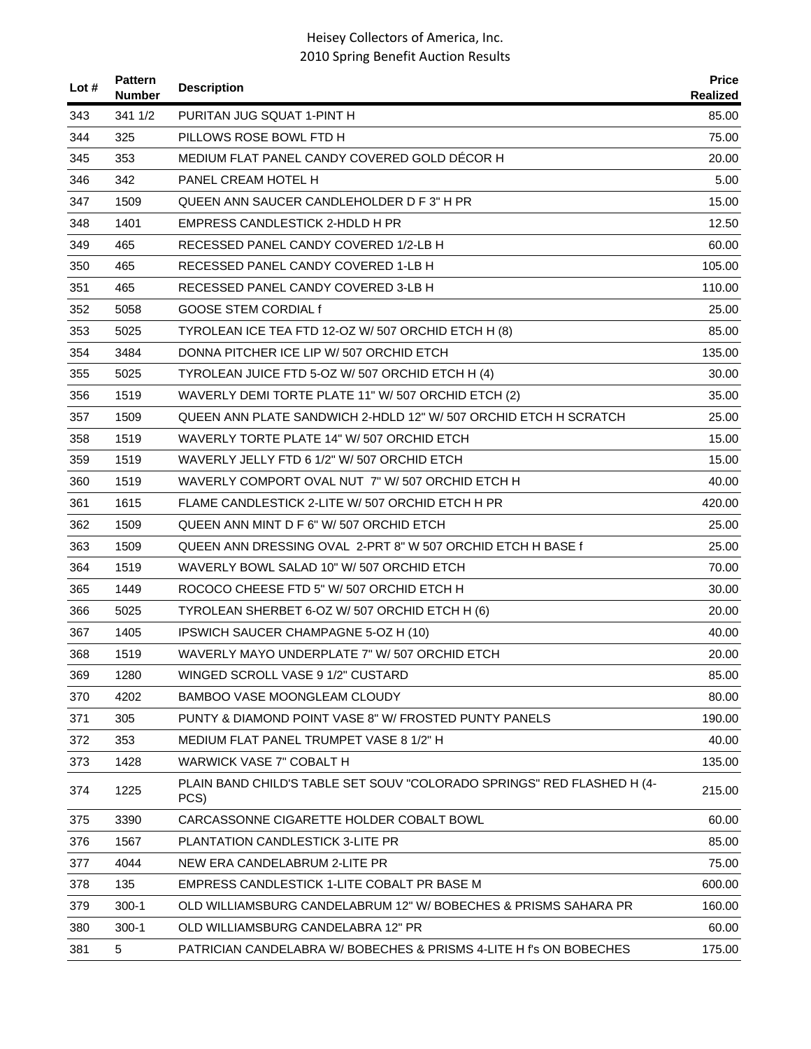| Lot # | Pattern Number | Description | Price Realized |
|---|---|---|---|
| 343 | 341 1/2 | PURITAN JUG SQUAT 1-PINT H | 85.00 |
| 344 | 325 | PILLOWS ROSE BOWL FTD H | 75.00 |
| 345 | 353 | MEDIUM FLAT PANEL CANDY COVERED GOLD DÉCOR H | 20.00 |
| 346 | 342 | PANEL CREAM HOTEL H | 5.00 |
| 347 | 1509 | QUEEN ANN SAUCER CANDLEHOLDER D F 3" H PR | 15.00 |
| 348 | 1401 | EMPRESS CANDLESTICK 2-HDLD H PR | 12.50 |
| 349 | 465 | RECESSED PANEL CANDY COVERED 1/2-LB H | 60.00 |
| 350 | 465 | RECESSED PANEL CANDY COVERED 1-LB H | 105.00 |
| 351 | 465 | RECESSED PANEL CANDY COVERED 3-LB H | 110.00 |
| 352 | 5058 | GOOSE STEM CORDIAL f | 25.00 |
| 353 | 5025 | TYROLEAN ICE TEA FTD 12-OZ W/ 507 ORCHID ETCH H (8) | 85.00 |
| 354 | 3484 | DONNA PITCHER ICE LIP W/ 507 ORCHID ETCH | 135.00 |
| 355 | 5025 | TYROLEAN JUICE FTD 5-OZ W/ 507 ORCHID ETCH H (4) | 30.00 |
| 356 | 1519 | WAVERLY DEMI TORTE PLATE 11" W/ 507 ORCHID ETCH (2) | 35.00 |
| 357 | 1509 | QUEEN ANN PLATE SANDWICH 2-HDLD 12" W/ 507 ORCHID ETCH H SCRATCH | 25.00 |
| 358 | 1519 | WAVERLY TORTE PLATE 14" W/ 507 ORCHID ETCH | 15.00 |
| 359 | 1519 | WAVERLY JELLY FTD 6 1/2" W/ 507 ORCHID ETCH | 15.00 |
| 360 | 1519 | WAVERLY COMPORT OVAL NUT 7" W/ 507 ORCHID ETCH H | 40.00 |
| 361 | 1615 | FLAME CANDLESTICK 2-LITE W/ 507 ORCHID ETCH H PR | 420.00 |
| 362 | 1509 | QUEEN ANN MINT D F 6" W/ 507 ORCHID ETCH | 25.00 |
| 363 | 1509 | QUEEN ANN DRESSING OVAL 2-PRT 8" W 507 ORCHID ETCH H BASE f | 25.00 |
| 364 | 1519 | WAVERLY BOWL SALAD 10" W/ 507 ORCHID ETCH | 70.00 |
| 365 | 1449 | ROCOCO CHEESE FTD 5" W/ 507 ORCHID ETCH H | 30.00 |
| 366 | 5025 | TYROLEAN SHERBET 6-OZ W/ 507 ORCHID ETCH H (6) | 20.00 |
| 367 | 1405 | IPSWICH SAUCER CHAMPAGNE 5-OZ H (10) | 40.00 |
| 368 | 1519 | WAVERLY MAYO UNDERPLATE 7" W/ 507 ORCHID ETCH | 20.00 |
| 369 | 1280 | WINGED SCROLL VASE 9 1/2" CUSTARD | 85.00 |
| 370 | 4202 | BAMBOO VASE MOONGLEAM CLOUDY | 80.00 |
| 371 | 305 | PUNTY & DIAMOND POINT VASE 8" W/ FROSTED PUNTY PANELS | 190.00 |
| 372 | 353 | MEDIUM FLAT PANEL TRUMPET VASE 8 1/2" H | 40.00 |
| 373 | 1428 | WARWICK VASE 7" COBALT H | 135.00 |
| 374 | 1225 | PLAIN BAND CHILD'S TABLE SET SOUV "COLORADO SPRINGS" RED FLASHED H (4-PCS) | 215.00 |
| 375 | 3390 | CARCASSONNE CIGARETTE HOLDER COBALT BOWL | 60.00 |
| 376 | 1567 | PLANTATION CANDLESTICK 3-LITE PR | 85.00 |
| 377 | 4044 | NEW ERA CANDELABRUM 2-LITE PR | 75.00 |
| 378 | 135 | EMPRESS CANDLESTICK 1-LITE COBALT PR BASE M | 600.00 |
| 379 | 300-1 | OLD WILLIAMSBURG CANDELABRUM 12" W/ BOBECHES & PRISMS SAHARA PR | 160.00 |
| 380 | 300-1 | OLD WILLIAMSBURG CANDELABRA 12" PR | 60.00 |
| 381 | 5 | PATRICIAN CANDELABRA W/ BOBECHES & PRISMS 4-LITE H f's ON BOBECHES | 175.00 |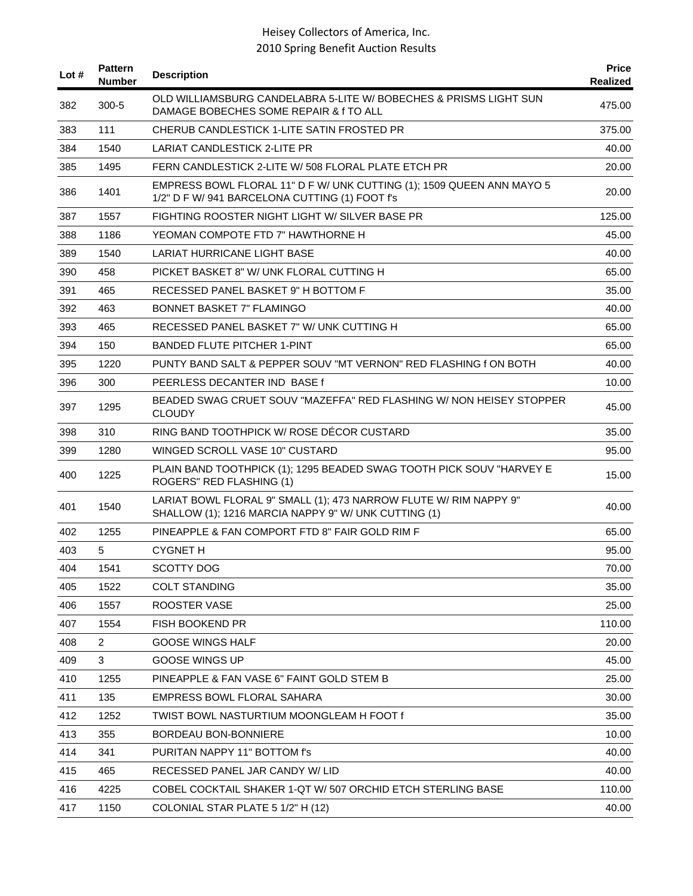| Lot # | Pattern Number | Description | Price Realized |
|---|---|---|---|
| 382 | 300-5 | OLD WILLIAMSBURG CANDELABRA 5-LITE W/ BOBECHES & PRISMS LIGHT SUN DAMAGE BOBECHES SOME REPAIR & f TO ALL | 475.00 |
| 383 | 111 | CHERUB CANDLESTICK 1-LITE SATIN FROSTED PR | 375.00 |
| 384 | 1540 | LARIAT CANDLESTICK 2-LITE PR | 40.00 |
| 385 | 1495 | FERN CANDLESTICK 2-LITE W/ 508 FLORAL PLATE ETCH PR | 20.00 |
| 386 | 1401 | EMPRESS BOWL FLORAL 11" D F W/ UNK CUTTING (1); 1509 QUEEN ANN MAYO 5 1/2" D F W/ 941 BARCELONA CUTTING (1) FOOT f's | 20.00 |
| 387 | 1557 | FIGHTING ROOSTER NIGHT LIGHT W/ SILVER BASE PR | 125.00 |
| 388 | 1186 | YEOMAN COMPOTE FTD 7" HAWTHORNE H | 45.00 |
| 389 | 1540 | LARIAT HURRICANE LIGHT BASE | 40.00 |
| 390 | 458 | PICKET BASKET 8" W/ UNK FLORAL CUTTING H | 65.00 |
| 391 | 465 | RECESSED PANEL BASKET 9" H BOTTOM F | 35.00 |
| 392 | 463 | BONNET BASKET 7" FLAMINGO | 40.00 |
| 393 | 465 | RECESSED PANEL BASKET 7" W/ UNK CUTTING H | 65.00 |
| 394 | 150 | BANDED FLUTE PITCHER 1-PINT | 65.00 |
| 395 | 1220 | PUNTY BAND SALT & PEPPER SOUV "MT VERNON" RED FLASHING f ON BOTH | 40.00 |
| 396 | 300 | PEERLESS DECANTER IND BASE f | 10.00 |
| 397 | 1295 | BEADED SWAG CRUET SOUV "MAZEFFA" RED FLASHING W/ NON HEISEY STOPPER CLOUDY | 45.00 |
| 398 | 310 | RING BAND TOOTHPICK W/ ROSE DÉCOR CUSTARD | 35.00 |
| 399 | 1280 | WINGED SCROLL VASE 10" CUSTARD | 95.00 |
| 400 | 1225 | PLAIN BAND TOOTHPICK (1); 1295 BEADED SWAG TOOTH PICK SOUV "HARVEY E ROGERS" RED FLASHING (1) | 15.00 |
| 401 | 1540 | LARIAT BOWL FLORAL 9" SMALL (1); 473 NARROW FLUTE W/ RIM NAPPY 9" SHALLOW (1); 1216 MARCIA NAPPY 9" W/ UNK CUTTING (1) | 40.00 |
| 402 | 1255 | PINEAPPLE & FAN COMPORT FTD 8" FAIR GOLD RIM F | 65.00 |
| 403 | 5 | CYGNET H | 95.00 |
| 404 | 1541 | SCOTTY DOG | 70.00 |
| 405 | 1522 | COLT STANDING | 35.00 |
| 406 | 1557 | ROOSTER VASE | 25.00 |
| 407 | 1554 | FISH BOOKEND PR | 110.00 |
| 408 | 2 | GOOSE WINGS HALF | 20.00 |
| 409 | 3 | GOOSE WINGS UP | 45.00 |
| 410 | 1255 | PINEAPPLE & FAN VASE 6" FAINT GOLD STEM B | 25.00 |
| 411 | 135 | EMPRESS BOWL FLORAL SAHARA | 30.00 |
| 412 | 1252 | TWIST BOWL NASTURTIUM MOONGLEAM H FOOT f | 35.00 |
| 413 | 355 | BORDEAU BON-BONNIERE | 10.00 |
| 414 | 341 | PURITAN NAPPY 11" BOTTOM f's | 40.00 |
| 415 | 465 | RECESSED PANEL JAR CANDY W/ LID | 40.00 |
| 416 | 4225 | COBEL COCKTAIL SHAKER 1-QT W/ 507 ORCHID ETCH STERLING BASE | 110.00 |
| 417 | 1150 | COLONIAL STAR PLATE 5 1/2" H (12) | 40.00 |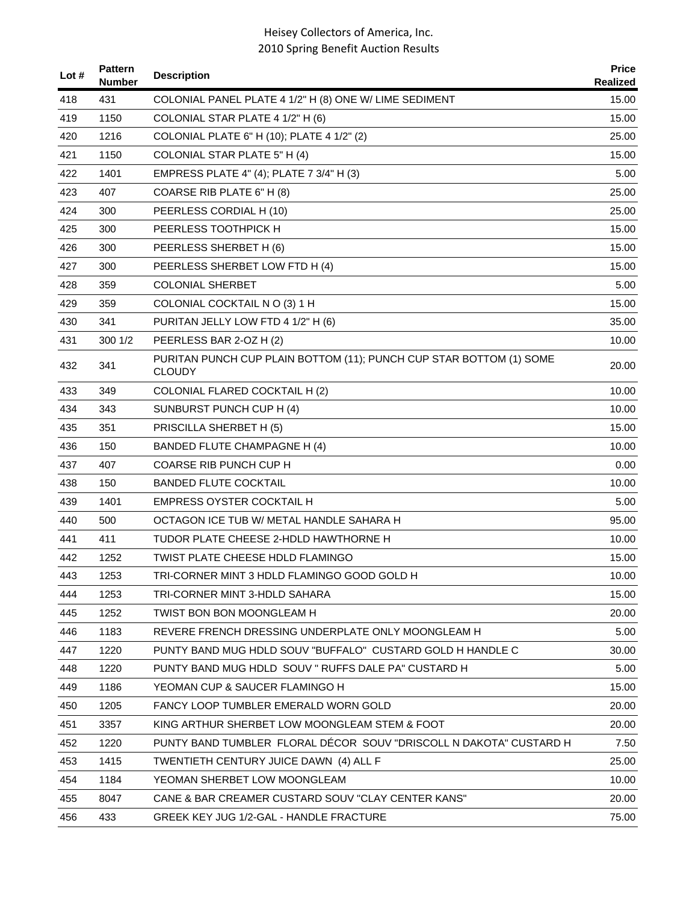| Lot # | Pattern Number | Description | Price Realized |
|---|---|---|---|
| 418 | 431 | COLONIAL PANEL PLATE 4 1/2" H (8) ONE W/ LIME SEDIMENT | 15.00 |
| 419 | 1150 | COLONIAL STAR PLATE 4 1/2" H (6) | 15.00 |
| 420 | 1216 | COLONIAL PLATE 6" H (10); PLATE 4 1/2" (2) | 25.00 |
| 421 | 1150 | COLONIAL STAR PLATE 5" H (4) | 15.00 |
| 422 | 1401 | EMPRESS PLATE 4" (4); PLATE 7 3/4" H (3) | 5.00 |
| 423 | 407 | COARSE RIB PLATE 6" H (8) | 25.00 |
| 424 | 300 | PEERLESS CORDIAL H (10) | 25.00 |
| 425 | 300 | PEERLESS TOOTHPICK H | 15.00 |
| 426 | 300 | PEERLESS SHERBET H (6) | 15.00 |
| 427 | 300 | PEERLESS SHERBET LOW FTD H (4) | 15.00 |
| 428 | 359 | COLONIAL SHERBET | 5.00 |
| 429 | 359 | COLONIAL COCKTAIL N O (3) 1 H | 15.00 |
| 430 | 341 | PURITAN JELLY LOW FTD 4 1/2" H (6) | 35.00 |
| 431 | 300 1/2 | PEERLESS BAR 2-OZ H (2) | 10.00 |
| 432 | 341 | PURITAN PUNCH CUP PLAIN BOTTOM (11); PUNCH CUP STAR BOTTOM (1) SOME CLOUDY | 20.00 |
| 433 | 349 | COLONIAL FLARED COCKTAIL H (2) | 10.00 |
| 434 | 343 | SUNBURST PUNCH CUP H (4) | 10.00 |
| 435 | 351 | PRISCILLA SHERBET H (5) | 15.00 |
| 436 | 150 | BANDED FLUTE CHAMPAGNE H (4) | 10.00 |
| 437 | 407 | COARSE RIB PUNCH CUP H | 0.00 |
| 438 | 150 | BANDED FLUTE COCKTAIL | 10.00 |
| 439 | 1401 | EMPRESS OYSTER COCKTAIL H | 5.00 |
| 440 | 500 | OCTAGON ICE TUB W/ METAL HANDLE SAHARA H | 95.00 |
| 441 | 411 | TUDOR PLATE CHEESE 2-HDLD HAWTHORNE H | 10.00 |
| 442 | 1252 | TWIST PLATE CHEESE HDLD FLAMINGO | 15.00 |
| 443 | 1253 | TRI-CORNER MINT 3 HDLD FLAMINGO GOOD GOLD H | 10.00 |
| 444 | 1253 | TRI-CORNER MINT 3-HDLD SAHARA | 15.00 |
| 445 | 1252 | TWIST BON BON MOONGLEAM H | 20.00 |
| 446 | 1183 | REVERE FRENCH DRESSING UNDERPLATE ONLY MOONGLEAM H | 5.00 |
| 447 | 1220 | PUNTY BAND MUG HDLD SOUV "BUFFALO" CUSTARD GOLD H HANDLE C | 30.00 |
| 448 | 1220 | PUNTY BAND MUG HDLD SOUV " RUFFS DALE PA" CUSTARD H | 5.00 |
| 449 | 1186 | YEOMAN CUP & SAUCER FLAMINGO H | 15.00 |
| 450 | 1205 | FANCY LOOP TUMBLER EMERALD WORN GOLD | 20.00 |
| 451 | 3357 | KING ARTHUR SHERBET LOW MOONGLEAM STEM & FOOT | 20.00 |
| 452 | 1220 | PUNTY BAND TUMBLER FLORAL DÉCOR SOUV "DRISCOLL N DAKOTA" CUSTARD H | 7.50 |
| 453 | 1415 | TWENTIETH CENTURY JUICE DAWN (4) ALL F | 25.00 |
| 454 | 1184 | YEOMAN SHERBET LOW MOONGLEAM | 10.00 |
| 455 | 8047 | CANE & BAR CREAMER CUSTARD SOUV "CLAY CENTER KANS" | 20.00 |
| 456 | 433 | GREEK KEY JUG 1/2-GAL - HANDLE FRACTURE | 75.00 |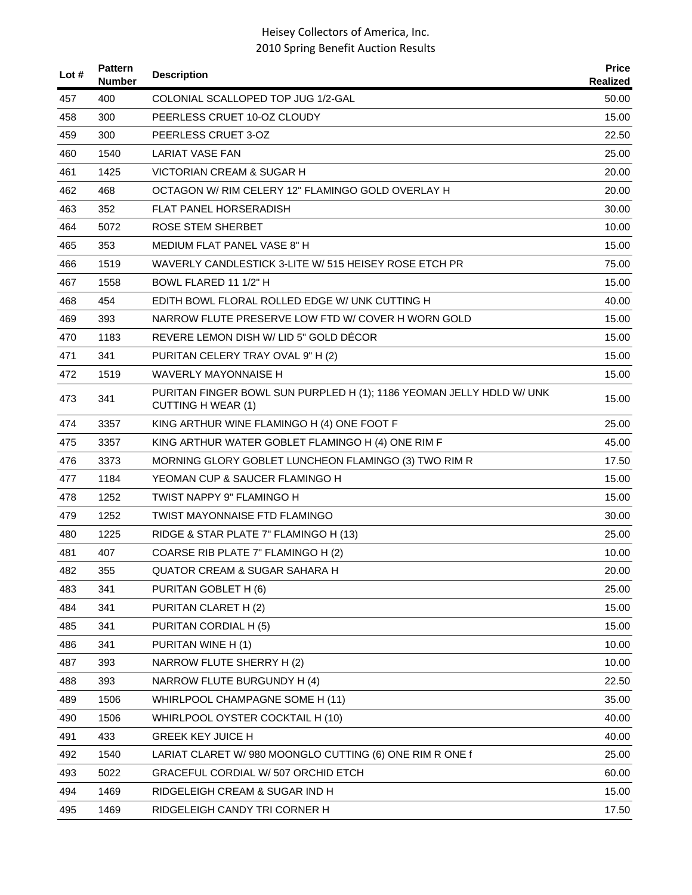| Lot # | Pattern Number | Description | Price Realized |
|---|---|---|---|
| 457 | 400 | COLONIAL SCALLOPED TOP JUG 1/2-GAL | 50.00 |
| 458 | 300 | PEERLESS CRUET 10-OZ CLOUDY | 15.00 |
| 459 | 300 | PEERLESS CRUET 3-OZ | 22.50 |
| 460 | 1540 | LARIAT VASE FAN | 25.00 |
| 461 | 1425 | VICTORIAN CREAM & SUGAR H | 20.00 |
| 462 | 468 | OCTAGON W/ RIM CELERY 12" FLAMINGO GOLD OVERLAY H | 20.00 |
| 463 | 352 | FLAT PANEL HORSERADISH | 30.00 |
| 464 | 5072 | ROSE STEM SHERBET | 10.00 |
| 465 | 353 | MEDIUM FLAT PANEL VASE 8" H | 15.00 |
| 466 | 1519 | WAVERLY CANDLESTICK 3-LITE W/ 515 HEISEY ROSE ETCH PR | 75.00 |
| 467 | 1558 | BOWL FLARED 11 1/2" H | 15.00 |
| 468 | 454 | EDITH BOWL FLORAL ROLLED EDGE W/ UNK CUTTING H | 40.00 |
| 469 | 393 | NARROW FLUTE PRESERVE LOW FTD W/ COVER H WORN GOLD | 15.00 |
| 470 | 1183 | REVERE LEMON DISH W/ LID 5" GOLD DÉCOR | 15.00 |
| 471 | 341 | PURITAN CELERY TRAY OVAL 9" H (2) | 15.00 |
| 472 | 1519 | WAVERLY MAYONNAISE H | 15.00 |
| 473 | 341 | PURITAN FINGER BOWL SUN PURPLED H (1); 1186 YEOMAN JELLY HDLD W/ UNK CUTTING H WEAR (1) | 15.00 |
| 474 | 3357 | KING ARTHUR WINE FLAMINGO H (4) ONE FOOT F | 25.00 |
| 475 | 3357 | KING ARTHUR WATER GOBLET FLAMINGO H (4) ONE RIM F | 45.00 |
| 476 | 3373 | MORNING GLORY GOBLET LUNCHEON FLAMINGO (3) TWO RIM R | 17.50 |
| 477 | 1184 | YEOMAN CUP & SAUCER FLAMINGO H | 15.00 |
| 478 | 1252 | TWIST NAPPY 9" FLAMINGO H | 15.00 |
| 479 | 1252 | TWIST MAYONNAISE FTD FLAMINGO | 30.00 |
| 480 | 1225 | RIDGE & STAR PLATE 7" FLAMINGO H (13) | 25.00 |
| 481 | 407 | COARSE RIB PLATE 7" FLAMINGO H (2) | 10.00 |
| 482 | 355 | QUATOR CREAM & SUGAR SAHARA H | 20.00 |
| 483 | 341 | PURITAN GOBLET H (6) | 25.00 |
| 484 | 341 | PURITAN CLARET H (2) | 15.00 |
| 485 | 341 | PURITAN CORDIAL H (5) | 15.00 |
| 486 | 341 | PURITAN WINE H (1) | 10.00 |
| 487 | 393 | NARROW FLUTE SHERRY H (2) | 10.00 |
| 488 | 393 | NARROW FLUTE BURGUNDY H (4) | 22.50 |
| 489 | 1506 | WHIRLPOOL CHAMPAGNE SOME H (11) | 35.00 |
| 490 | 1506 | WHIRLPOOL OYSTER COCKTAIL H (10) | 40.00 |
| 491 | 433 | GREEK KEY JUICE H | 40.00 |
| 492 | 1540 | LARIAT CLARET W/ 980 MOONGLO CUTTING (6) ONE RIM R ONE f | 25.00 |
| 493 | 5022 | GRACEFUL CORDIAL W/ 507 ORCHID ETCH | 60.00 |
| 494 | 1469 | RIDGELEIGH CREAM & SUGAR IND H | 15.00 |
| 495 | 1469 | RIDGELEIGH CANDY TRI CORNER H | 17.50 |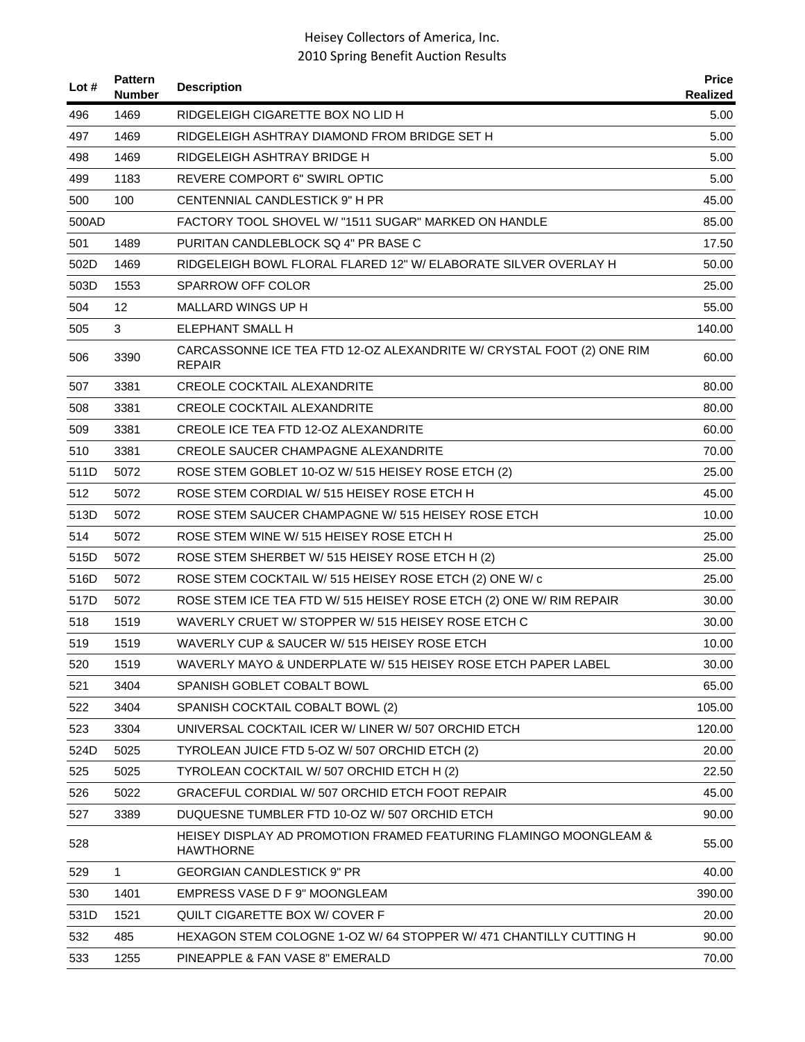| Lot # | Pattern Number | Description | Price Realized |
|---|---|---|---|
| 496 | 1469 | RIDGELEIGH CIGARETTE BOX NO LID H | 5.00 |
| 497 | 1469 | RIDGELEIGH ASHTRAY DIAMOND FROM BRIDGE SET H | 5.00 |
| 498 | 1469 | RIDGELEIGH ASHTRAY BRIDGE H | 5.00 |
| 499 | 1183 | REVERE COMPORT 6" SWIRL OPTIC | 5.00 |
| 500 | 100 | CENTENNIAL CANDLESTICK 9" H PR | 45.00 |
| 500AD | | FACTORY TOOL SHOVEL W/ "1511 SUGAR" MARKED ON HANDLE | 85.00 |
| 501 | 1489 | PURITAN CANDLEBLOCK SQ 4" PR BASE C | 17.50 |
| 502D | 1469 | RIDGELEIGH BOWL FLORAL FLARED 12" W/ ELABORATE SILVER OVERLAY H | 50.00 |
| 503D | 1553 | SPARROW OFF COLOR | 25.00 |
| 504 | 12 | MALLARD WINGS UP H | 55.00 |
| 505 | 3 | ELEPHANT SMALL H | 140.00 |
| 506 | 3390 | CARCASSONNE ICE TEA FTD 12-OZ ALEXANDRITE W/ CRYSTAL FOOT (2) ONE RIM REPAIR | 60.00 |
| 507 | 3381 | CREOLE COCKTAIL ALEXANDRITE | 80.00 |
| 508 | 3381 | CREOLE COCKTAIL ALEXANDRITE | 80.00 |
| 509 | 3381 | CREOLE ICE TEA FTD 12-OZ ALEXANDRITE | 60.00 |
| 510 | 3381 | CREOLE SAUCER CHAMPAGNE ALEXANDRITE | 70.00 |
| 511D | 5072 | ROSE STEM GOBLET 10-OZ W/ 515 HEISEY ROSE ETCH (2) | 25.00 |
| 512 | 5072 | ROSE STEM CORDIAL W/ 515 HEISEY ROSE ETCH H | 45.00 |
| 513D | 5072 | ROSE STEM SAUCER CHAMPAGNE W/ 515 HEISEY ROSE ETCH | 10.00 |
| 514 | 5072 | ROSE STEM WINE W/ 515 HEISEY ROSE ETCH H | 25.00 |
| 515D | 5072 | ROSE STEM SHERBET W/ 515 HEISEY ROSE ETCH H (2) | 25.00 |
| 516D | 5072 | ROSE STEM COCKTAIL W/ 515 HEISEY ROSE ETCH (2) ONE W/ c | 25.00 |
| 517D | 5072 | ROSE STEM ICE TEA FTD W/ 515 HEISEY ROSE ETCH (2) ONE W/ RIM REPAIR | 30.00 |
| 518 | 1519 | WAVERLY CRUET W/ STOPPER W/ 515 HEISEY ROSE ETCH C | 30.00 |
| 519 | 1519 | WAVERLY CUP & SAUCER W/ 515 HEISEY ROSE ETCH | 10.00 |
| 520 | 1519 | WAVERLY MAYO & UNDERPLATE W/ 515 HEISEY ROSE ETCH PAPER LABEL | 30.00 |
| 521 | 3404 | SPANISH GOBLET COBALT BOWL | 65.00 |
| 522 | 3404 | SPANISH COCKTAIL COBALT BOWL (2) | 105.00 |
| 523 | 3304 | UNIVERSAL COCKTAIL ICER W/ LINER W/ 507 ORCHID ETCH | 120.00 |
| 524D | 5025 | TYROLEAN JUICE FTD 5-OZ W/ 507 ORCHID ETCH (2) | 20.00 |
| 525 | 5025 | TYROLEAN COCKTAIL W/ 507 ORCHID ETCH H (2) | 22.50 |
| 526 | 5022 | GRACEFUL CORDIAL W/ 507 ORCHID ETCH FOOT REPAIR | 45.00 |
| 527 | 3389 | DUQUESNE TUMBLER FTD 10-OZ W/ 507 ORCHID ETCH | 90.00 |
| 528 | | HEISEY DISPLAY AD PROMOTION FRAMED FEATURING FLAMINGO MOONGLEAM & HAWTHORNE | 55.00 |
| 529 | 1 | GEORGIAN CANDLESTICK 9" PR | 40.00 |
| 530 | 1401 | EMPRESS VASE D F 9" MOONGLEAM | 390.00 |
| 531D | 1521 | QUILT CIGARETTE BOX W/ COVER F | 20.00 |
| 532 | 485 | HEXAGON STEM COLOGNE 1-OZ W/ 64 STOPPER W/ 471 CHANTILLY CUTTING H | 90.00 |
| 533 | 1255 | PINEAPPLE & FAN VASE 8" EMERALD | 70.00 |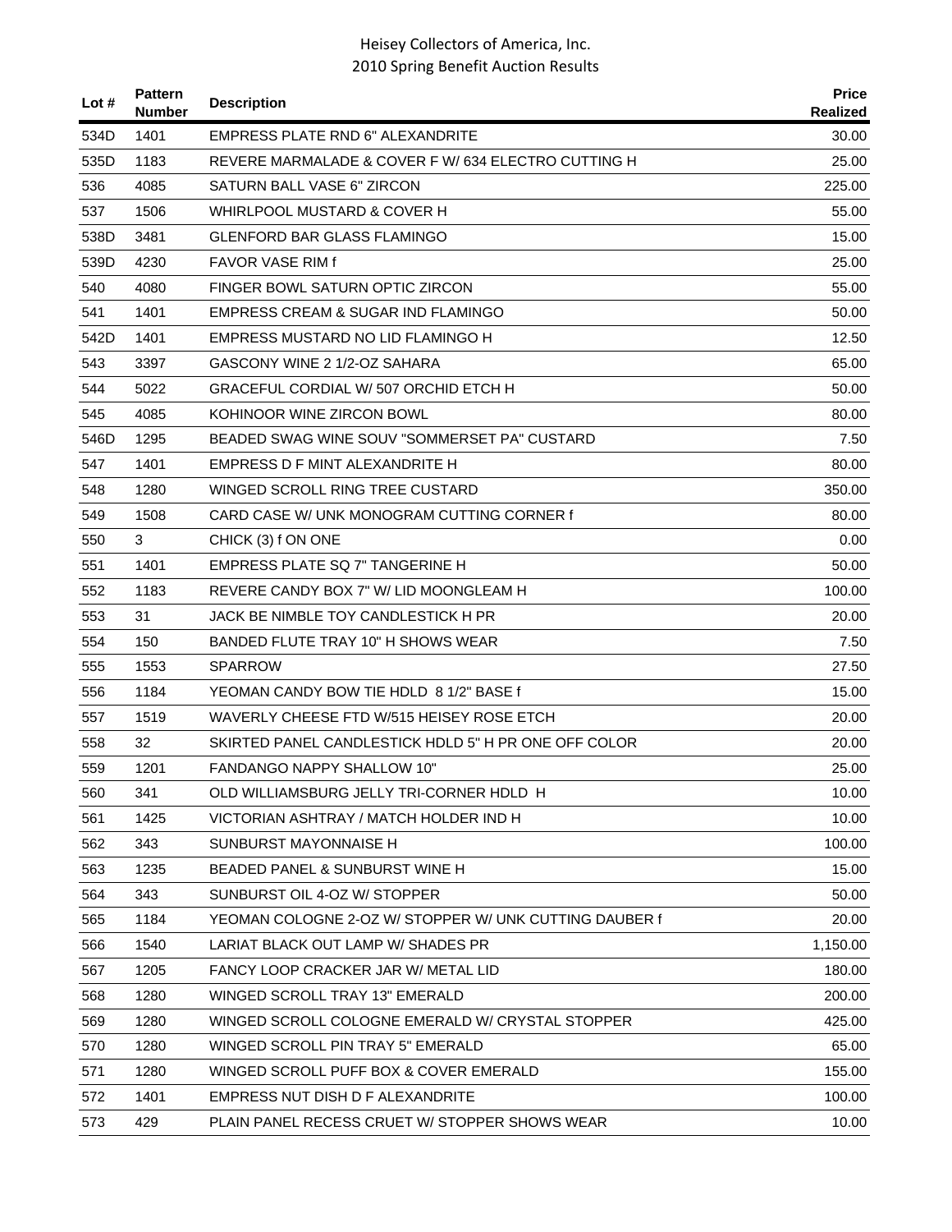| Lot # | Pattern Number | Description | Price Realized |
|---|---|---|---|
| 534D | 1401 | EMPRESS PLATE RND 6" ALEXANDRITE | 30.00 |
| 535D | 1183 | REVERE MARMALADE & COVER F W/ 634 ELECTRO CUTTING H | 25.00 |
| 536 | 4085 | SATURN BALL VASE 6" ZIRCON | 225.00 |
| 537 | 1506 | WHIRLPOOL MUSTARD & COVER H | 55.00 |
| 538D | 3481 | GLENFORD BAR GLASS FLAMINGO | 15.00 |
| 539D | 4230 | FAVOR VASE RIM f | 25.00 |
| 540 | 4080 | FINGER BOWL SATURN OPTIC ZIRCON | 55.00 |
| 541 | 1401 | EMPRESS CREAM & SUGAR IND FLAMINGO | 50.00 |
| 542D | 1401 | EMPRESS MUSTARD NO LID FLAMINGO H | 12.50 |
| 543 | 3397 | GASCONY WINE 2 1/2-OZ SAHARA | 65.00 |
| 544 | 5022 | GRACEFUL CORDIAL W/ 507 ORCHID ETCH H | 50.00 |
| 545 | 4085 | KOHINOOR WINE ZIRCON BOWL | 80.00 |
| 546D | 1295 | BEADED SWAG WINE SOUV "SOMMERSET PA" CUSTARD | 7.50 |
| 547 | 1401 | EMPRESS D F MINT ALEXANDRITE H | 80.00 |
| 548 | 1280 | WINGED SCROLL RING TREE CUSTARD | 350.00 |
| 549 | 1508 | CARD CASE W/ UNK MONOGRAM CUTTING CORNER f | 80.00 |
| 550 | 3 | CHICK (3) f ON ONE | 0.00 |
| 551 | 1401 | EMPRESS PLATE SQ 7" TANGERINE H | 50.00 |
| 552 | 1183 | REVERE CANDY BOX 7" W/ LID MOONGLEAM H | 100.00 |
| 553 | 31 | JACK BE NIMBLE TOY CANDLESTICK H PR | 20.00 |
| 554 | 150 | BANDED FLUTE TRAY 10" H SHOWS WEAR | 7.50 |
| 555 | 1553 | SPARROW | 27.50 |
| 556 | 1184 | YEOMAN CANDY BOW TIE HDLD 8 1/2" BASE f | 15.00 |
| 557 | 1519 | WAVERLY CHEESE FTD W/515 HEISEY ROSE ETCH | 20.00 |
| 558 | 32 | SKIRTED PANEL CANDLESTICK HDLD 5" H PR ONE OFF COLOR | 20.00 |
| 559 | 1201 | FANDANGO NAPPY SHALLOW 10" | 25.00 |
| 560 | 341 | OLD WILLIAMSBURG JELLY TRI-CORNER HDLD H | 10.00 |
| 561 | 1425 | VICTORIAN ASHTRAY / MATCH HOLDER IND H | 10.00 |
| 562 | 343 | SUNBURST MAYONNAISE H | 100.00 |
| 563 | 1235 | BEADED PANEL & SUNBURST WINE H | 15.00 |
| 564 | 343 | SUNBURST OIL 4-OZ W/ STOPPER | 50.00 |
| 565 | 1184 | YEOMAN COLOGNE 2-OZ W/ STOPPER W/ UNK CUTTING DAUBER f | 20.00 |
| 566 | 1540 | LARIAT BLACK OUT LAMP W/ SHADES PR | 1,150.00 |
| 567 | 1205 | FANCY LOOP CRACKER JAR W/ METAL LID | 180.00 |
| 568 | 1280 | WINGED SCROLL TRAY 13" EMERALD | 200.00 |
| 569 | 1280 | WINGED SCROLL COLOGNE EMERALD W/ CRYSTAL STOPPER | 425.00 |
| 570 | 1280 | WINGED SCROLL PIN TRAY 5" EMERALD | 65.00 |
| 571 | 1280 | WINGED SCROLL PUFF BOX & COVER EMERALD | 155.00 |
| 572 | 1401 | EMPRESS NUT DISH D F ALEXANDRITE | 100.00 |
| 573 | 429 | PLAIN PANEL RECESS CRUET W/ STOPPER SHOWS WEAR | 10.00 |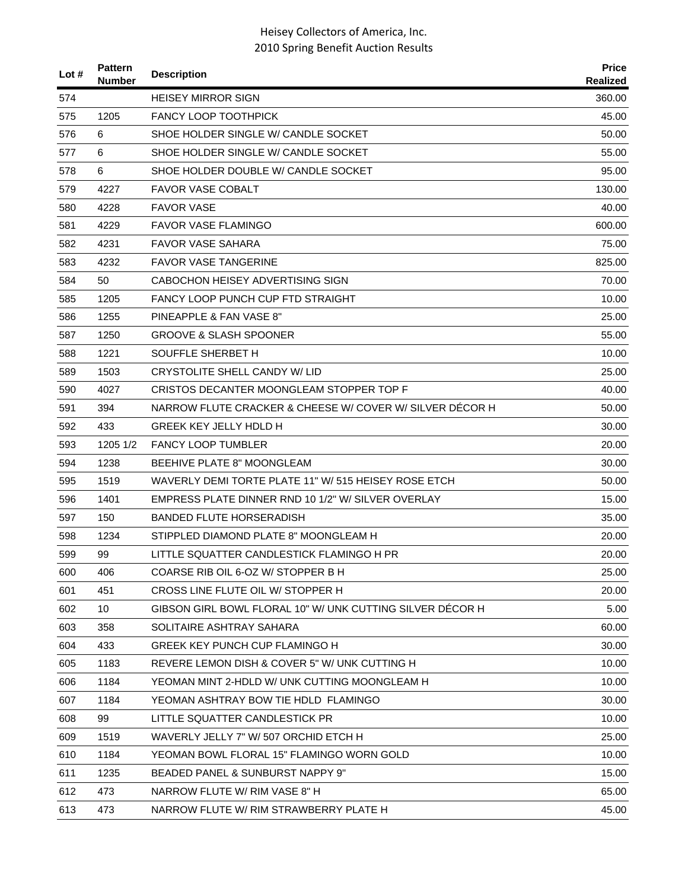| Lot # | Pattern Number | Description | Price Realized |
|---|---|---|---|
| 574 | | HEISEY MIRROR SIGN | 360.00 |
| 575 | 1205 | FANCY LOOP TOOTHPICK | 45.00 |
| 576 | 6 | SHOE HOLDER SINGLE W/ CANDLE SOCKET | 50.00 |
| 577 | 6 | SHOE HOLDER SINGLE W/ CANDLE SOCKET | 55.00 |
| 578 | 6 | SHOE HOLDER DOUBLE W/ CANDLE SOCKET | 95.00 |
| 579 | 4227 | FAVOR VASE COBALT | 130.00 |
| 580 | 4228 | FAVOR VASE | 40.00 |
| 581 | 4229 | FAVOR VASE FLAMINGO | 600.00 |
| 582 | 4231 | FAVOR VASE SAHARA | 75.00 |
| 583 | 4232 | FAVOR VASE TANGERINE | 825.00 |
| 584 | 50 | CABOCHON HEISEY ADVERTISING SIGN | 70.00 |
| 585 | 1205 | FANCY LOOP PUNCH CUP FTD STRAIGHT | 10.00 |
| 586 | 1255 | PINEAPPLE & FAN VASE 8" | 25.00 |
| 587 | 1250 | GROOVE & SLASH SPOONER | 55.00 |
| 588 | 1221 | SOUFFLE SHERBET H | 10.00 |
| 589 | 1503 | CRYSTOLITE SHELL CANDY W/ LID | 25.00 |
| 590 | 4027 | CRISTOS DECANTER MOONGLEAM STOPPER TOP F | 40.00 |
| 591 | 394 | NARROW FLUTE CRACKER & CHEESE W/ COVER W/ SILVER DÉCOR H | 50.00 |
| 592 | 433 | GREEK KEY JELLY HDLD H | 30.00 |
| 593 | 1205 1/2 | FANCY LOOP TUMBLER | 20.00 |
| 594 | 1238 | BEEHIVE PLATE 8" MOONGLEAM | 30.00 |
| 595 | 1519 | WAVERLY DEMI TORTE PLATE 11" W/ 515 HEISEY ROSE ETCH | 50.00 |
| 596 | 1401 | EMPRESS PLATE DINNER RND 10 1/2" W/ SILVER OVERLAY | 15.00 |
| 597 | 150 | BANDED FLUTE HORSERADISH | 35.00 |
| 598 | 1234 | STIPPLED DIAMOND PLATE 8" MOONGLEAM H | 20.00 |
| 599 | 99 | LITTLE SQUATTER CANDLESTICK FLAMINGO H PR | 20.00 |
| 600 | 406 | COARSE RIB OIL 6-OZ W/ STOPPER B H | 25.00 |
| 601 | 451 | CROSS LINE FLUTE OIL W/ STOPPER H | 20.00 |
| 602 | 10 | GIBSON GIRL BOWL FLORAL 10" W/ UNK CUTTING SILVER DÉCOR H | 5.00 |
| 603 | 358 | SOLITAIRE ASHTRAY SAHARA | 60.00 |
| 604 | 433 | GREEK KEY PUNCH CUP FLAMINGO H | 30.00 |
| 605 | 1183 | REVERE LEMON DISH & COVER 5" W/ UNK CUTTING H | 10.00 |
| 606 | 1184 | YEOMAN MINT 2-HDLD W/ UNK CUTTING MOONGLEAM H | 10.00 |
| 607 | 1184 | YEOMAN ASHTRAY BOW TIE HDLD FLAMINGO | 30.00 |
| 608 | 99 | LITTLE SQUATTER CANDLESTICK PR | 10.00 |
| 609 | 1519 | WAVERLY JELLY 7" W/ 507 ORCHID ETCH H | 25.00 |
| 610 | 1184 | YEOMAN BOWL FLORAL 15" FLAMINGO WORN GOLD | 10.00 |
| 611 | 1235 | BEADED PANEL & SUNBURST NAPPY 9" | 15.00 |
| 612 | 473 | NARROW FLUTE W/ RIM VASE 8" H | 65.00 |
| 613 | 473 | NARROW FLUTE W/ RIM STRAWBERRY PLATE H | 45.00 |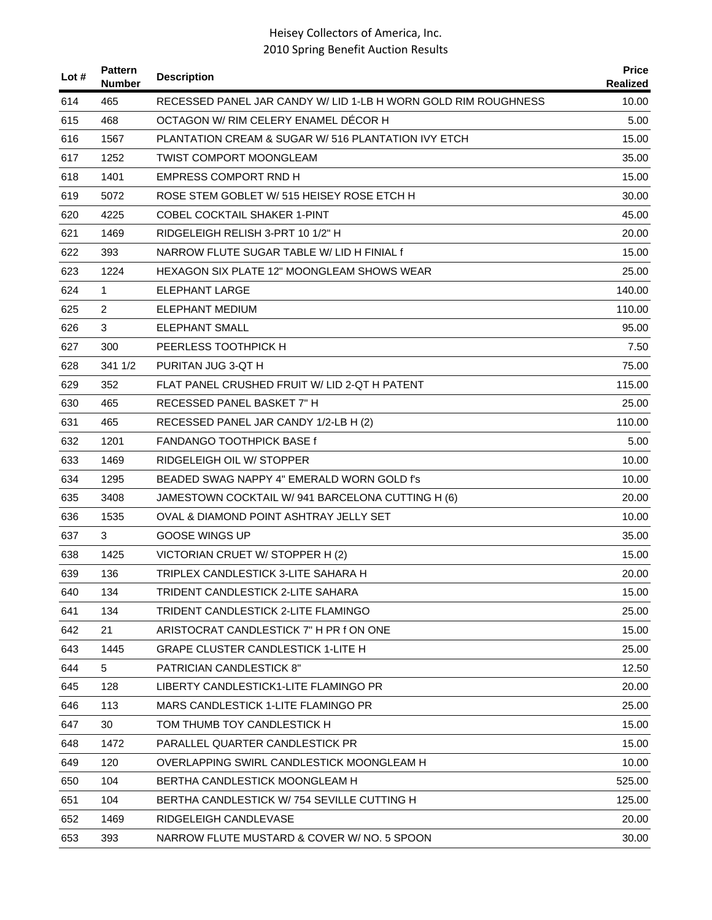| Lot # | Pattern Number | Description | Price Realized |
|---|---|---|---|
| 614 | 465 | RECESSED PANEL JAR CANDY W/ LID 1-LB H WORN GOLD RIM ROUGHNESS | 10.00 |
| 615 | 468 | OCTAGON W/ RIM CELERY ENAMEL DÉCOR H | 5.00 |
| 616 | 1567 | PLANTATION CREAM & SUGAR W/ 516 PLANTATION IVY ETCH | 15.00 |
| 617 | 1252 | TWIST COMPORT MOONGLEAM | 35.00 |
| 618 | 1401 | EMPRESS COMPORT RND H | 15.00 |
| 619 | 5072 | ROSE STEM GOBLET W/ 515 HEISEY ROSE ETCH H | 30.00 |
| 620 | 4225 | COBEL COCKTAIL SHAKER 1-PINT | 45.00 |
| 621 | 1469 | RIDGELEIGH RELISH 3-PRT 10 1/2" H | 20.00 |
| 622 | 393 | NARROW FLUTE SUGAR TABLE W/ LID H FINIAL f | 15.00 |
| 623 | 1224 | HEXAGON SIX PLATE 12" MOONGLEAM SHOWS WEAR | 25.00 |
| 624 | 1 | ELEPHANT LARGE | 140.00 |
| 625 | 2 | ELEPHANT MEDIUM | 110.00 |
| 626 | 3 | ELEPHANT SMALL | 95.00 |
| 627 | 300 | PEERLESS TOOTHPICK H | 7.50 |
| 628 | 341 1/2 | PURITAN JUG 3-QT H | 75.00 |
| 629 | 352 | FLAT PANEL CRUSHED FRUIT W/ LID 2-QT H PATENT | 115.00 |
| 630 | 465 | RECESSED PANEL BASKET 7" H | 25.00 |
| 631 | 465 | RECESSED PANEL JAR CANDY 1/2-LB H (2) | 110.00 |
| 632 | 1201 | FANDANGO TOOTHPICK BASE f | 5.00 |
| 633 | 1469 | RIDGELEIGH OIL W/ STOPPER | 10.00 |
| 634 | 1295 | BEADED SWAG NAPPY 4" EMERALD WORN GOLD f's | 10.00 |
| 635 | 3408 | JAMESTOWN COCKTAIL W/ 941 BARCELONA CUTTING H (6) | 20.00 |
| 636 | 1535 | OVAL & DIAMOND POINT ASHTRAY JELLY SET | 10.00 |
| 637 | 3 | GOOSE WINGS UP | 35.00 |
| 638 | 1425 | VICTORIAN CRUET W/ STOPPER H (2) | 15.00 |
| 639 | 136 | TRIPLEX CANDLESTICK 3-LITE SAHARA H | 20.00 |
| 640 | 134 | TRIDENT CANDLESTICK 2-LITE SAHARA | 15.00 |
| 641 | 134 | TRIDENT CANDLESTICK 2-LITE FLAMINGO | 25.00 |
| 642 | 21 | ARISTOCRAT CANDLESTICK 7" H PR f ON ONE | 15.00 |
| 643 | 1445 | GRAPE CLUSTER CANDLESTICK 1-LITE H | 25.00 |
| 644 | 5 | PATRICIAN CANDLESTICK 8" | 12.50 |
| 645 | 128 | LIBERTY CANDLESTICK1-LITE FLAMINGO PR | 20.00 |
| 646 | 113 | MARS CANDLESTICK 1-LITE FLAMINGO PR | 25.00 |
| 647 | 30 | TOM THUMB TOY CANDLESTICK H | 15.00 |
| 648 | 1472 | PARALLEL QUARTER CANDLESTICK PR | 15.00 |
| 649 | 120 | OVERLAPPING SWIRL CANDLESTICK MOONGLEAM H | 10.00 |
| 650 | 104 | BERTHA CANDLESTICK MOONGLEAM H | 525.00 |
| 651 | 104 | BERTHA CANDLESTICK W/ 754 SEVILLE CUTTING H | 125.00 |
| 652 | 1469 | RIDGELEIGH CANDLEVASE | 20.00 |
| 653 | 393 | NARROW FLUTE MUSTARD & COVER W/ NO. 5 SPOON | 30.00 |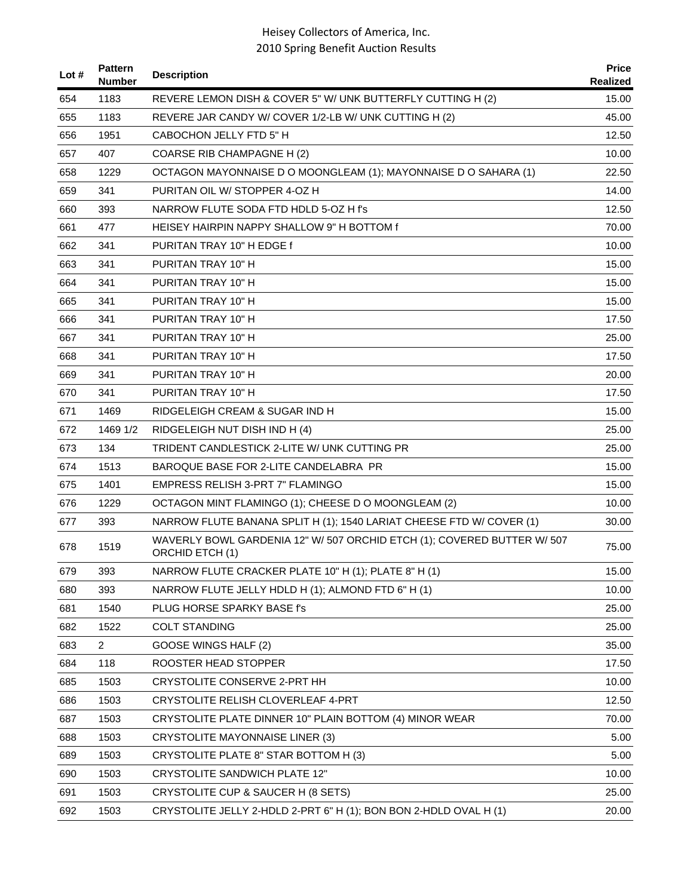| Lot # | Pattern Number | Description | Price Realized |
|---|---|---|---|
| 654 | 1183 | REVERE LEMON DISH & COVER 5" W/ UNK BUTTERFLY CUTTING H (2) | 15.00 |
| 655 | 1183 | REVERE JAR CANDY W/ COVER 1/2-LB W/ UNK CUTTING H (2) | 45.00 |
| 656 | 1951 | CABOCHON JELLY FTD 5" H | 12.50 |
| 657 | 407 | COARSE RIB CHAMPAGNE H (2) | 10.00 |
| 658 | 1229 | OCTAGON MAYONNAISE D O MOONGLEAM (1); MAYONNAISE D O SAHARA (1) | 22.50 |
| 659 | 341 | PURITAN OIL W/ STOPPER 4-OZ H | 14.00 |
| 660 | 393 | NARROW FLUTE SODA FTD HDLD 5-OZ H f's | 12.50 |
| 661 | 477 | HEISEY HAIRPIN NAPPY SHALLOW 9" H BOTTOM f | 70.00 |
| 662 | 341 | PURITAN TRAY 10" H EDGE f | 10.00 |
| 663 | 341 | PURITAN TRAY 10" H | 15.00 |
| 664 | 341 | PURITAN TRAY 10" H | 15.00 |
| 665 | 341 | PURITAN TRAY 10" H | 15.00 |
| 666 | 341 | PURITAN TRAY 10" H | 17.50 |
| 667 | 341 | PURITAN TRAY 10" H | 25.00 |
| 668 | 341 | PURITAN TRAY 10" H | 17.50 |
| 669 | 341 | PURITAN TRAY 10" H | 20.00 |
| 670 | 341 | PURITAN TRAY 10" H | 17.50 |
| 671 | 1469 | RIDGELEIGH CREAM & SUGAR IND H | 15.00 |
| 672 | 1469 1/2 | RIDGELEIGH NUT DISH IND H (4) | 25.00 |
| 673 | 134 | TRIDENT CANDLESTICK 2-LITE W/ UNK CUTTING PR | 25.00 |
| 674 | 1513 | BAROQUE BASE FOR 2-LITE CANDELABRA PR | 15.00 |
| 675 | 1401 | EMPRESS RELISH 3-PRT 7" FLAMINGO | 15.00 |
| 676 | 1229 | OCTAGON MINT FLAMINGO (1); CHEESE D O MOONGLEAM (2) | 10.00 |
| 677 | 393 | NARROW FLUTE BANANA SPLIT H (1); 1540 LARIAT CHEESE FTD W/ COVER (1) | 30.00 |
| 678 | 1519 | WAVERLY BOWL GARDENIA 12" W/ 507 ORCHID ETCH (1); COVERED BUTTER W/ 507 ORCHID ETCH (1) | 75.00 |
| 679 | 393 | NARROW FLUTE CRACKER PLATE 10" H (1); PLATE 8" H (1) | 15.00 |
| 680 | 393 | NARROW FLUTE JELLY HDLD H (1); ALMOND FTD 6" H (1) | 10.00 |
| 681 | 1540 | PLUG HORSE SPARKY BASE f's | 25.00 |
| 682 | 1522 | COLT STANDING | 25.00 |
| 683 | 2 | GOOSE WINGS HALF (2) | 35.00 |
| 684 | 118 | ROOSTER HEAD STOPPER | 17.50 |
| 685 | 1503 | CRYSTOLITE CONSERVE 2-PRT HH | 10.00 |
| 686 | 1503 | CRYSTOLITE RELISH CLOVERLEAF 4-PRT | 12.50 |
| 687 | 1503 | CRYSTOLITE PLATE DINNER 10" PLAIN BOTTOM (4) MINOR WEAR | 70.00 |
| 688 | 1503 | CRYSTOLITE MAYONNAISE LINER (3) | 5.00 |
| 689 | 1503 | CRYSTOLITE PLATE 8" STAR BOTTOM H (3) | 5.00 |
| 690 | 1503 | CRYSTOLITE SANDWICH PLATE 12" | 10.00 |
| 691 | 1503 | CRYSTOLITE CUP & SAUCER H (8 SETS) | 25.00 |
| 692 | 1503 | CRYSTOLITE JELLY 2-HDLD 2-PRT 6" H (1); BON BON 2-HDLD OVAL H (1) | 20.00 |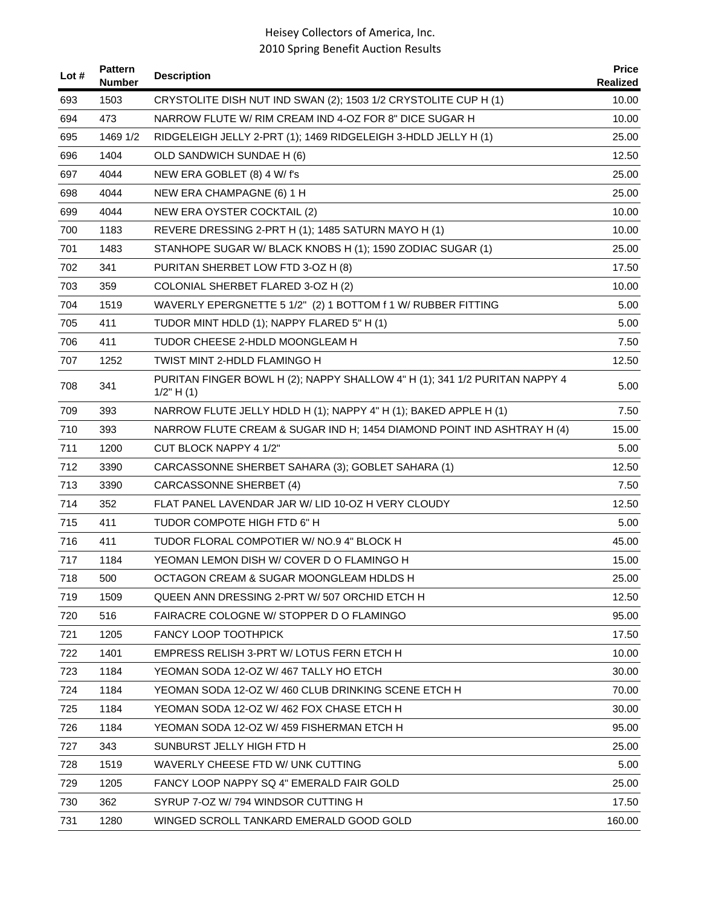| Lot # | Pattern Number | Description | Price Realized |
|---|---|---|---|
| 693 | 1503 | CRYSTOLITE DISH NUT IND SWAN (2); 1503 1/2 CRYSTOLITE CUP H (1) | 10.00 |
| 694 | 473 | NARROW FLUTE W/ RIM CREAM IND 4-OZ FOR 8" DICE SUGAR H | 10.00 |
| 695 | 1469 1/2 | RIDGELEIGH JELLY 2-PRT (1); 1469 RIDGELEIGH 3-HDLD JELLY H (1) | 25.00 |
| 696 | 1404 | OLD SANDWICH SUNDAE H (6) | 12.50 |
| 697 | 4044 | NEW ERA GOBLET (8) 4 W/ f's | 25.00 |
| 698 | 4044 | NEW ERA CHAMPAGNE (6) 1 H | 25.00 |
| 699 | 4044 | NEW ERA OYSTER COCKTAIL (2) | 10.00 |
| 700 | 1183 | REVERE DRESSING 2-PRT H (1); 1485 SATURN MAYO H (1) | 10.00 |
| 701 | 1483 | STANHOPE SUGAR W/ BLACK KNOBS H (1); 1590 ZODIAC SUGAR (1) | 25.00 |
| 702 | 341 | PURITAN SHERBET LOW FTD 3-OZ H (8) | 17.50 |
| 703 | 359 | COLONIAL SHERBET FLARED 3-OZ H (2) | 10.00 |
| 704 | 1519 | WAVERLY EPERGNETTE 5 1/2" (2) 1 BOTTOM f 1 W/ RUBBER FITTING | 5.00 |
| 705 | 411 | TUDOR MINT HDLD (1); NAPPY FLARED 5" H (1) | 5.00 |
| 706 | 411 | TUDOR CHEESE 2-HDLD MOONGLEAM H | 7.50 |
| 707 | 1252 | TWIST MINT 2-HDLD FLAMINGO H | 12.50 |
| 708 | 341 | PURITAN FINGER BOWL H (2); NAPPY SHALLOW 4" H (1); 341 1/2 PURITAN NAPPY 4 1/2" H (1) | 5.00 |
| 709 | 393 | NARROW FLUTE JELLY HDLD H (1); NAPPY 4" H (1); BAKED APPLE H (1) | 7.50 |
| 710 | 393 | NARROW FLUTE CREAM & SUGAR IND H; 1454 DIAMOND POINT IND ASHTRAY H (4) | 15.00 |
| 711 | 1200 | CUT BLOCK NAPPY 4 1/2" | 5.00 |
| 712 | 3390 | CARCASSONNE SHERBET SAHARA (3); GOBLET SAHARA (1) | 12.50 |
| 713 | 3390 | CARCASSONNE SHERBET (4) | 7.50 |
| 714 | 352 | FLAT PANEL LAVENDAR JAR W/ LID 10-OZ H VERY CLOUDY | 12.50 |
| 715 | 411 | TUDOR COMPOTE HIGH FTD 6" H | 5.00 |
| 716 | 411 | TUDOR FLORAL COMPOTIER W/ NO.9 4" BLOCK H | 45.00 |
| 717 | 1184 | YEOMAN LEMON DISH W/ COVER D O FLAMINGO H | 15.00 |
| 718 | 500 | OCTAGON CREAM & SUGAR MOONGLEAM HDLDS H | 25.00 |
| 719 | 1509 | QUEEN ANN DRESSING 2-PRT W/ 507 ORCHID ETCH H | 12.50 |
| 720 | 516 | FAIRACRE COLOGNE W/ STOPPER D O FLAMINGO | 95.00 |
| 721 | 1205 | FANCY LOOP TOOTHPICK | 17.50 |
| 722 | 1401 | EMPRESS RELISH 3-PRT W/ LOTUS FERN ETCH H | 10.00 |
| 723 | 1184 | YEOMAN SODA 12-OZ W/ 467 TALLY HO ETCH | 30.00 |
| 724 | 1184 | YEOMAN SODA 12-OZ W/ 460 CLUB DRINKING SCENE ETCH H | 70.00 |
| 725 | 1184 | YEOMAN SODA 12-OZ W/ 462 FOX CHASE ETCH H | 30.00 |
| 726 | 1184 | YEOMAN SODA 12-OZ W/ 459 FISHERMAN ETCH H | 95.00 |
| 727 | 343 | SUNBURST JELLY HIGH FTD H | 25.00 |
| 728 | 1519 | WAVERLY CHEESE FTD W/ UNK CUTTING | 5.00 |
| 729 | 1205 | FANCY LOOP NAPPY SQ 4" EMERALD FAIR GOLD | 25.00 |
| 730 | 362 | SYRUP 7-OZ W/ 794 WINDSOR CUTTING H | 17.50 |
| 731 | 1280 | WINGED SCROLL TANKARD EMERALD GOOD GOLD | 160.00 |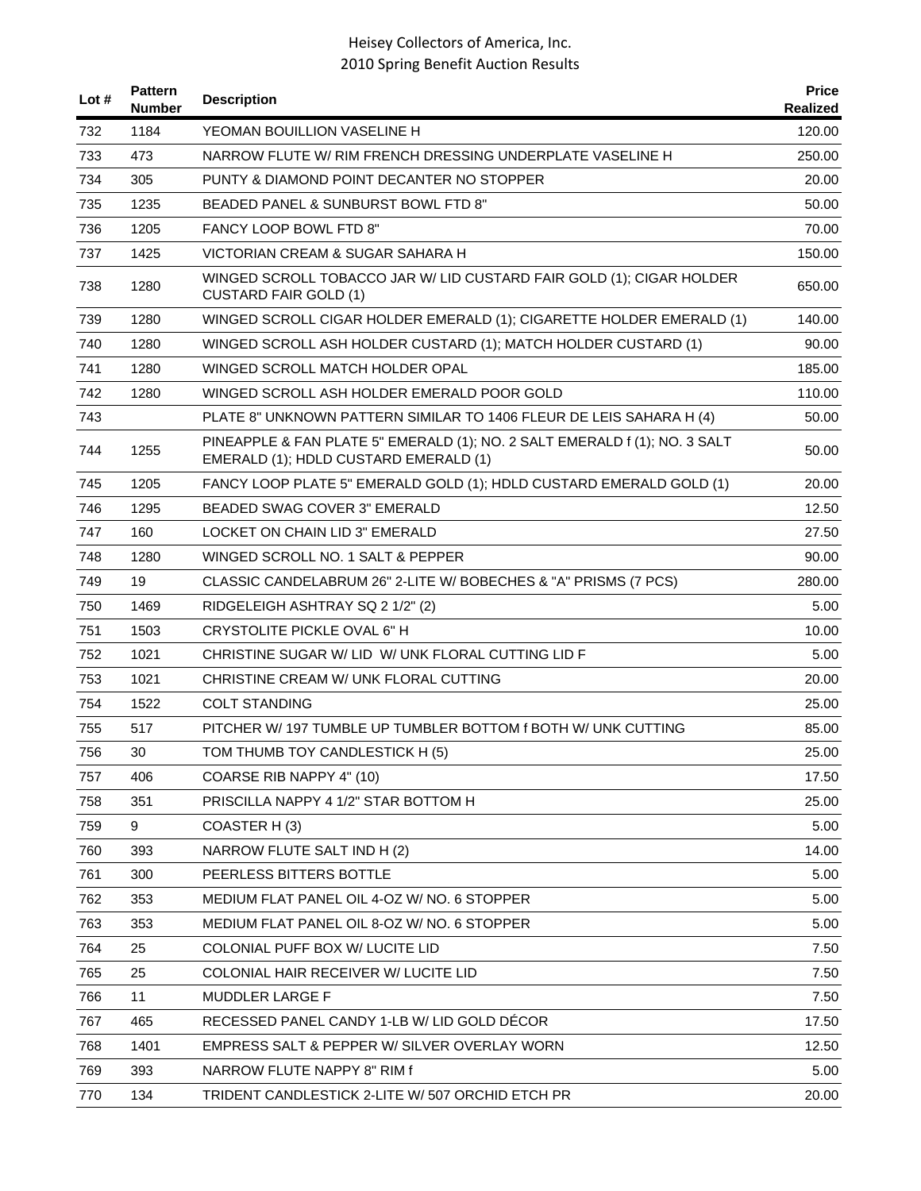| Lot # | Pattern Number | Description | Price Realized |
|---|---|---|---|
| 732 | 1184 | YEOMAN BOUILLION VASELINE H | 120.00 |
| 733 | 473 | NARROW FLUTE W/ RIM FRENCH DRESSING UNDERPLATE VASELINE H | 250.00 |
| 734 | 305 | PUNTY & DIAMOND POINT DECANTER NO STOPPER | 20.00 |
| 735 | 1235 | BEADED PANEL & SUNBURST BOWL FTD 8" | 50.00 |
| 736 | 1205 | FANCY LOOP BOWL FTD 8" | 70.00 |
| 737 | 1425 | VICTORIAN CREAM & SUGAR SAHARA H | 150.00 |
| 738 | 1280 | WINGED SCROLL TOBACCO JAR W/ LID CUSTARD FAIR GOLD (1); CIGAR HOLDER CUSTARD FAIR GOLD (1) | 650.00 |
| 739 | 1280 | WINGED SCROLL CIGAR HOLDER EMERALD (1); CIGARETTE HOLDER EMERALD (1) | 140.00 |
| 740 | 1280 | WINGED SCROLL ASH HOLDER CUSTARD (1); MATCH HOLDER CUSTARD (1) | 90.00 |
| 741 | 1280 | WINGED SCROLL MATCH HOLDER OPAL | 185.00 |
| 742 | 1280 | WINGED SCROLL ASH HOLDER EMERALD POOR GOLD | 110.00 |
| 743 | | PLATE 8" UNKNOWN PATTERN SIMILAR TO 1406 FLEUR DE LEIS SAHARA H (4) | 50.00 |
| 744 | 1255 | PINEAPPLE & FAN PLATE 5" EMERALD (1); NO. 2 SALT EMERALD f (1); NO. 3 SALT EMERALD (1); HDLD CUSTARD EMERALD (1) | 50.00 |
| 745 | 1205 | FANCY LOOP PLATE 5" EMERALD GOLD (1); HDLD CUSTARD EMERALD GOLD (1) | 20.00 |
| 746 | 1295 | BEADED SWAG COVER 3" EMERALD | 12.50 |
| 747 | 160 | LOCKET ON CHAIN LID 3" EMERALD | 27.50 |
| 748 | 1280 | WINGED SCROLL NO. 1 SALT & PEPPER | 90.00 |
| 749 | 19 | CLASSIC CANDELABRUM 26" 2-LITE W/ BOBECHES & "A" PRISMS (7 PCS) | 280.00 |
| 750 | 1469 | RIDGELEIGH ASHTRAY SQ 2 1/2" (2) | 5.00 |
| 751 | 1503 | CRYSTOLITE PICKLE OVAL 6" H | 10.00 |
| 752 | 1021 | CHRISTINE SUGAR W/ LID W/ UNK FLORAL CUTTING LID F | 5.00 |
| 753 | 1021 | CHRISTINE CREAM W/ UNK FLORAL CUTTING | 20.00 |
| 754 | 1522 | COLT STANDING | 25.00 |
| 755 | 517 | PITCHER W/ 197 TUMBLE UP TUMBLER BOTTOM f BOTH W/ UNK CUTTING | 85.00 |
| 756 | 30 | TOM THUMB TOY CANDLESTICK H (5) | 25.00 |
| 757 | 406 | COARSE RIB NAPPY 4" (10) | 17.50 |
| 758 | 351 | PRISCILLA NAPPY 4 1/2" STAR BOTTOM H | 25.00 |
| 759 | 9 | COASTER H (3) | 5.00 |
| 760 | 393 | NARROW FLUTE SALT IND H (2) | 14.00 |
| 761 | 300 | PEERLESS BITTERS BOTTLE | 5.00 |
| 762 | 353 | MEDIUM FLAT PANEL OIL 4-OZ W/ NO. 6 STOPPER | 5.00 |
| 763 | 353 | MEDIUM FLAT PANEL OIL 8-OZ W/ NO. 6 STOPPER | 5.00 |
| 764 | 25 | COLONIAL PUFF BOX W/ LUCITE LID | 7.50 |
| 765 | 25 | COLONIAL HAIR RECEIVER W/ LUCITE LID | 7.50 |
| 766 | 11 | MUDDLER LARGE F | 7.50 |
| 767 | 465 | RECESSED PANEL CANDY 1-LB W/ LID GOLD DÉCOR | 17.50 |
| 768 | 1401 | EMPRESS SALT & PEPPER W/ SILVER OVERLAY WORN | 12.50 |
| 769 | 393 | NARROW FLUTE NAPPY 8" RIM f | 5.00 |
| 770 | 134 | TRIDENT CANDLESTICK 2-LITE W/ 507 ORCHID ETCH PR | 20.00 |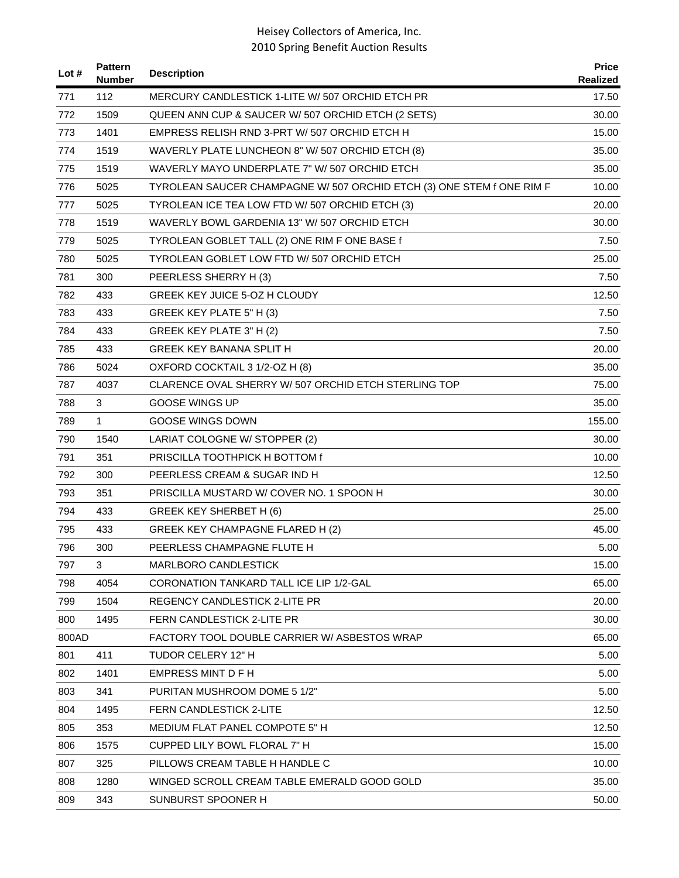| Lot # | Pattern Number | Description | Price Realized |
|---|---|---|---|
| 771 | 112 | MERCURY CANDLESTICK 1-LITE W/ 507 ORCHID ETCH PR | 17.50 |
| 772 | 1509 | QUEEN ANN CUP & SAUCER W/ 507 ORCHID ETCH (2 SETS) | 30.00 |
| 773 | 1401 | EMPRESS RELISH RND 3-PRT W/ 507 ORCHID ETCH H | 15.00 |
| 774 | 1519 | WAVERLY PLATE LUNCHEON 8" W/ 507 ORCHID ETCH (8) | 35.00 |
| 775 | 1519 | WAVERLY MAYO UNDERPLATE 7" W/ 507 ORCHID ETCH | 35.00 |
| 776 | 5025 | TYROLEAN SAUCER CHAMPAGNE W/ 507 ORCHID ETCH (3) ONE STEM f ONE RIM F | 10.00 |
| 777 | 5025 | TYROLEAN ICE TEA LOW FTD W/ 507 ORCHID ETCH (3) | 20.00 |
| 778 | 1519 | WAVERLY BOWL GARDENIA 13" W/ 507 ORCHID ETCH | 30.00 |
| 779 | 5025 | TYROLEAN GOBLET TALL (2) ONE RIM F ONE BASE f | 7.50 |
| 780 | 5025 | TYROLEAN GOBLET LOW FTD W/ 507 ORCHID ETCH | 25.00 |
| 781 | 300 | PEERLESS SHERRY H (3) | 7.50 |
| 782 | 433 | GREEK KEY JUICE 5-OZ H CLOUDY | 12.50 |
| 783 | 433 | GREEK KEY PLATE 5" H (3) | 7.50 |
| 784 | 433 | GREEK KEY PLATE 3" H (2) | 7.50 |
| 785 | 433 | GREEK KEY BANANA SPLIT H | 20.00 |
| 786 | 5024 | OXFORD COCKTAIL 3 1/2-OZ H (8) | 35.00 |
| 787 | 4037 | CLARENCE OVAL SHERRY W/ 507 ORCHID ETCH STERLING TOP | 75.00 |
| 788 | 3 | GOOSE WINGS UP | 35.00 |
| 789 | 1 | GOOSE WINGS DOWN | 155.00 |
| 790 | 1540 | LARIAT COLOGNE W/ STOPPER (2) | 30.00 |
| 791 | 351 | PRISCILLA TOOTHPICK H BOTTOM f | 10.00 |
| 792 | 300 | PEERLESS CREAM & SUGAR IND H | 12.50 |
| 793 | 351 | PRISCILLA MUSTARD W/ COVER NO. 1 SPOON H | 30.00 |
| 794 | 433 | GREEK KEY SHERBET H (6) | 25.00 |
| 795 | 433 | GREEK KEY CHAMPAGNE FLARED H (2) | 45.00 |
| 796 | 300 | PEERLESS CHAMPAGNE FLUTE H | 5.00 |
| 797 | 3 | MARLBORO CANDLESTICK | 15.00 |
| 798 | 4054 | CORONATION TANKARD TALL ICE LIP 1/2-GAL | 65.00 |
| 799 | 1504 | REGENCY CANDLESTICK 2-LITE PR | 20.00 |
| 800 | 1495 | FERN CANDLESTICK 2-LITE PR | 30.00 |
| 800AD | | FACTORY TOOL DOUBLE CARRIER W/ ASBESTOS WRAP | 65.00 |
| 801 | 411 | TUDOR CELERY 12" H | 5.00 |
| 802 | 1401 | EMPRESS MINT D F H | 5.00 |
| 803 | 341 | PURITAN MUSHROOM DOME 5 1/2" | 5.00 |
| 804 | 1495 | FERN CANDLESTICK 2-LITE | 12.50 |
| 805 | 353 | MEDIUM FLAT PANEL COMPOTE 5" H | 12.50 |
| 806 | 1575 | CUPPED LILY BOWL FLORAL 7" H | 15.00 |
| 807 | 325 | PILLOWS CREAM TABLE H HANDLE C | 10.00 |
| 808 | 1280 | WINGED SCROLL CREAM TABLE EMERALD GOOD GOLD | 35.00 |
| 809 | 343 | SUNBURST SPOONER H | 50.00 |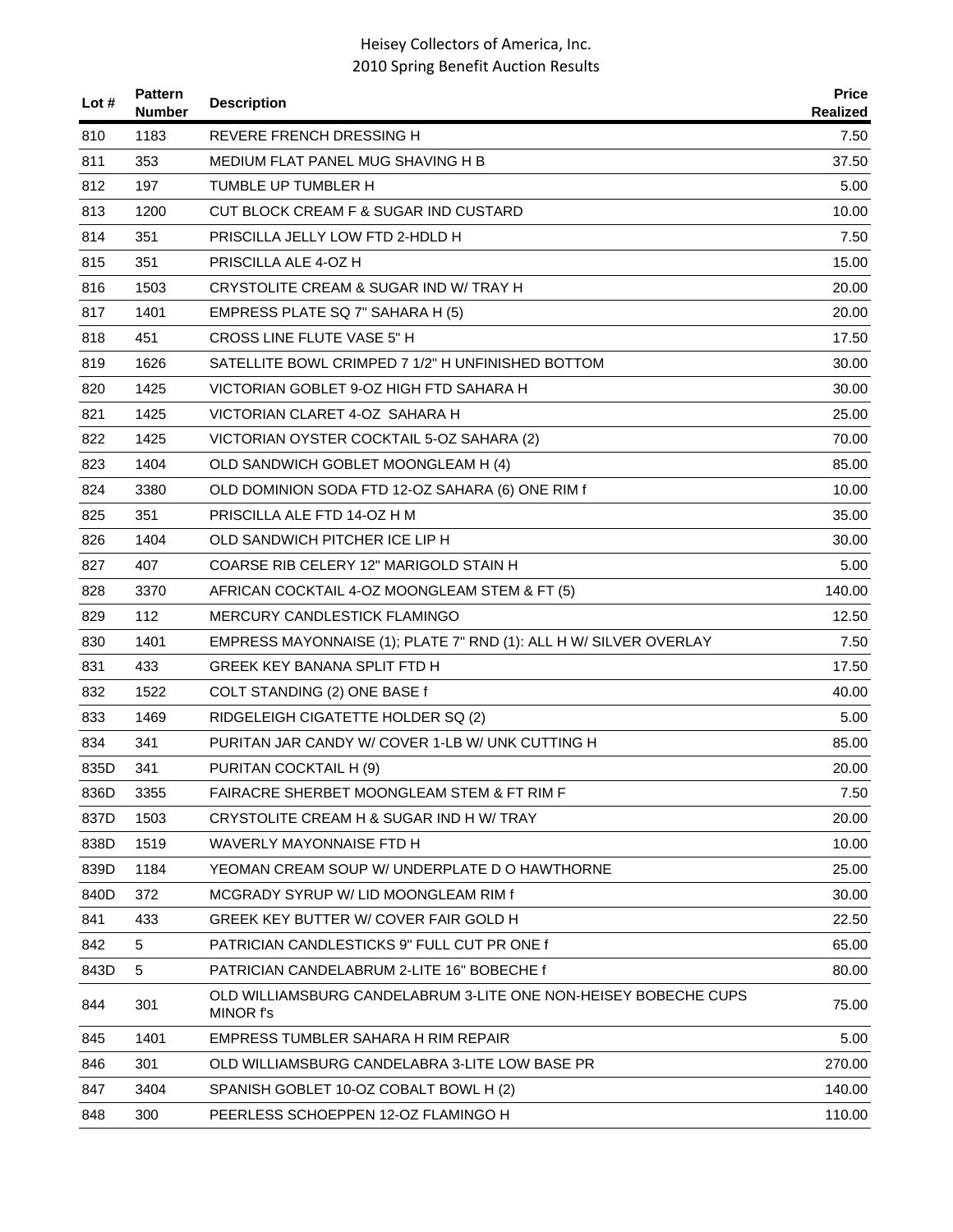| Lot # | Pattern Number | Description | Price Realized |
|---|---|---|---|
| 810 | 1183 | REVERE FRENCH DRESSING H | 7.50 |
| 811 | 353 | MEDIUM FLAT PANEL MUG SHAVING H B | 37.50 |
| 812 | 197 | TUMBLE UP TUMBLER H | 5.00 |
| 813 | 1200 | CUT BLOCK CREAM F & SUGAR IND CUSTARD | 10.00 |
| 814 | 351 | PRISCILLA JELLY LOW FTD 2-HDLD H | 7.50 |
| 815 | 351 | PRISCILLA ALE 4-OZ H | 15.00 |
| 816 | 1503 | CRYSTOLITE CREAM & SUGAR IND W/ TRAY H | 20.00 |
| 817 | 1401 | EMPRESS PLATE SQ 7" SAHARA H (5) | 20.00 |
| 818 | 451 | CROSS LINE FLUTE VASE 5" H | 17.50 |
| 819 | 1626 | SATELLITE BOWL CRIMPED 7 1/2" H UNFINISHED BOTTOM | 30.00 |
| 820 | 1425 | VICTORIAN GOBLET 9-OZ HIGH FTD SAHARA H | 30.00 |
| 821 | 1425 | VICTORIAN CLARET 4-OZ SAHARA H | 25.00 |
| 822 | 1425 | VICTORIAN OYSTER COCKTAIL 5-OZ SAHARA (2) | 70.00 |
| 823 | 1404 | OLD SANDWICH GOBLET MOONGLEAM H (4) | 85.00 |
| 824 | 3380 | OLD DOMINION SODA FTD 12-OZ SAHARA (6) ONE RIM f | 10.00 |
| 825 | 351 | PRISCILLA ALE FTD 14-OZ H M | 35.00 |
| 826 | 1404 | OLD SANDWICH PITCHER ICE LIP H | 30.00 |
| 827 | 407 | COARSE RIB CELERY 12" MARIGOLD STAIN H | 5.00 |
| 828 | 3370 | AFRICAN COCKTAIL 4-OZ MOONGLEAM STEM & FT (5) | 140.00 |
| 829 | 112 | MERCURY CANDLESTICK FLAMINGO | 12.50 |
| 830 | 1401 | EMPRESS MAYONNAISE (1); PLATE 7" RND (1): ALL H W/ SILVER OVERLAY | 7.50 |
| 831 | 433 | GREEK KEY BANANA SPLIT FTD H | 17.50 |
| 832 | 1522 | COLT STANDING (2) ONE BASE f | 40.00 |
| 833 | 1469 | RIDGELEIGH CIGATETTE HOLDER SQ (2) | 5.00 |
| 834 | 341 | PURITAN JAR CANDY W/ COVER 1-LB W/ UNK CUTTING H | 85.00 |
| 835D | 341 | PURITAN COCKTAIL H (9) | 20.00 |
| 836D | 3355 | FAIRACRE SHERBET MOONGLEAM STEM & FT RIM F | 7.50 |
| 837D | 1503 | CRYSTOLITE CREAM H & SUGAR IND H W/ TRAY | 20.00 |
| 838D | 1519 | WAVERLY MAYONNAISE FTD H | 10.00 |
| 839D | 1184 | YEOMAN CREAM SOUP W/ UNDERPLATE D O HAWTHORNE | 25.00 |
| 840D | 372 | MCGRADY SYRUP W/ LID MOONGLEAM RIM f | 30.00 |
| 841 | 433 | GREEK KEY BUTTER W/ COVER FAIR GOLD H | 22.50 |
| 842 | 5 | PATRICIAN CANDLESTICKS 9" FULL CUT PR ONE f | 65.00 |
| 843D | 5 | PATRICIAN CANDELABRUM 2-LITE 16" BOBECHE f | 80.00 |
| 844 | 301 | OLD WILLIAMSBURG CANDELABRUM 3-LITE ONE NON-HEISEY BOBECHE CUPS MINOR f's | 75.00 |
| 845 | 1401 | EMPRESS TUMBLER SAHARA H RIM REPAIR | 5.00 |
| 846 | 301 | OLD WILLIAMSBURG CANDELABRA 3-LITE LOW BASE PR | 270.00 |
| 847 | 3404 | SPANISH GOBLET 10-OZ COBALT BOWL H (2) | 140.00 |
| 848 | 300 | PEERLESS SCHOEPPEN 12-OZ FLAMINGO H | 110.00 |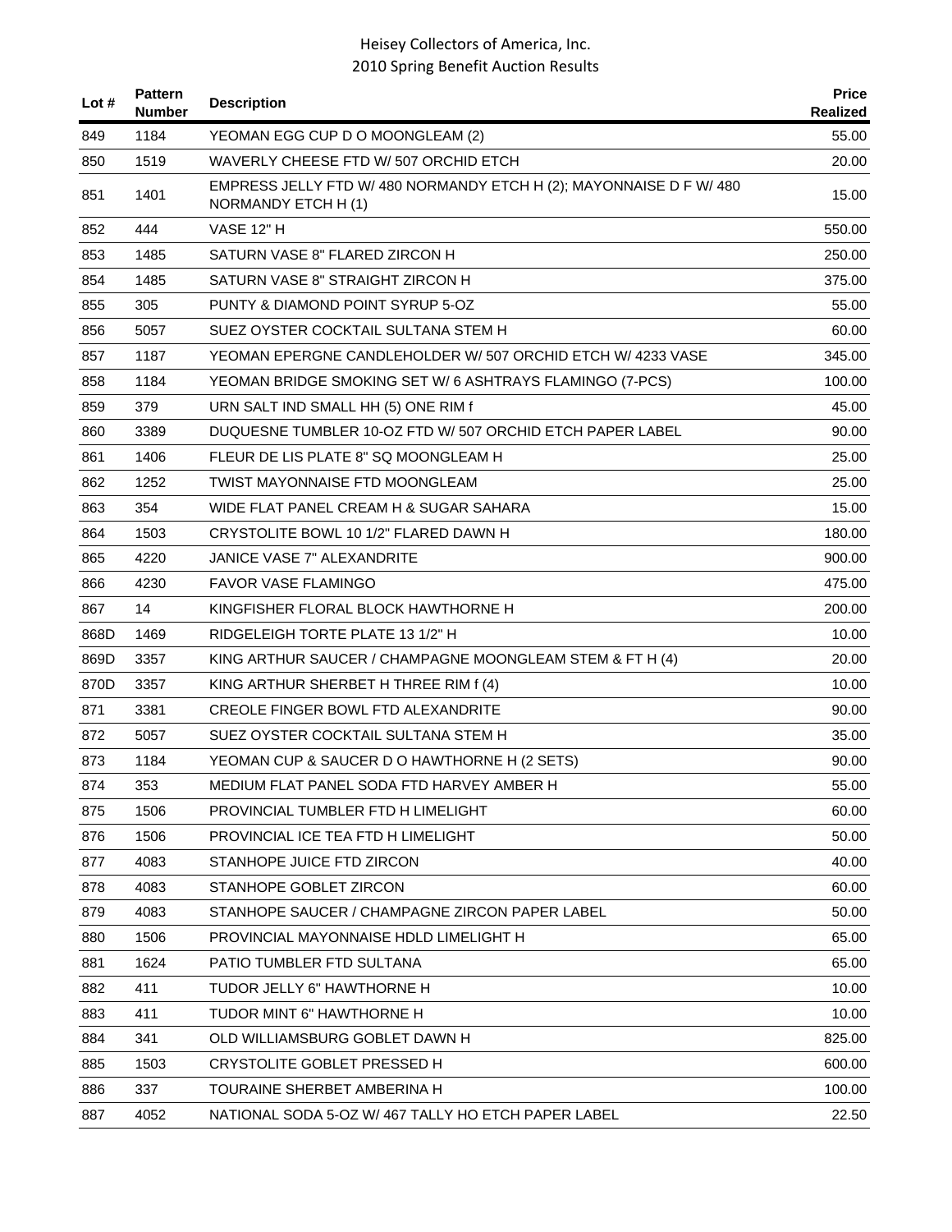| Lot # | Pattern Number | Description | Price Realized |
|---|---|---|---|
| 849 | 1184 | YEOMAN EGG CUP D O MOONGLEAM (2) | 55.00 |
| 850 | 1519 | WAVERLY CHEESE FTD W/ 507 ORCHID ETCH | 20.00 |
| 851 | 1401 | EMPRESS JELLY FTD W/ 480 NORMANDY ETCH H (2); MAYONNAISE D F W/ 480 NORMANDY ETCH H (1) | 15.00 |
| 852 | 444 | VASE 12" H | 550.00 |
| 853 | 1485 | SATURN VASE 8" FLARED ZIRCON H | 250.00 |
| 854 | 1485 | SATURN VASE 8" STRAIGHT ZIRCON H | 375.00 |
| 855 | 305 | PUNTY & DIAMOND POINT SYRUP 5-OZ | 55.00 |
| 856 | 5057 | SUEZ OYSTER COCKTAIL SULTANA STEM H | 60.00 |
| 857 | 1187 | YEOMAN EPERGNE CANDLEHOLDER W/ 507 ORCHID ETCH W/ 4233 VASE | 345.00 |
| 858 | 1184 | YEOMAN BRIDGE SMOKING SET W/ 6 ASHTRAYS FLAMINGO (7-PCS) | 100.00 |
| 859 | 379 | URN SALT IND SMALL HH (5) ONE RIM f | 45.00 |
| 860 | 3389 | DUQUESNE TUMBLER 10-OZ FTD W/ 507 ORCHID ETCH PAPER LABEL | 90.00 |
| 861 | 1406 | FLEUR DE LIS PLATE 8" SQ MOONGLEAM H | 25.00 |
| 862 | 1252 | TWIST MAYONNAISE FTD MOONGLEAM | 25.00 |
| 863 | 354 | WIDE FLAT PANEL CREAM H & SUGAR SAHARA | 15.00 |
| 864 | 1503 | CRYSTOLITE BOWL 10 1/2" FLARED DAWN H | 180.00 |
| 865 | 4220 | JANICE VASE 7" ALEXANDRITE | 900.00 |
| 866 | 4230 | FAVOR VASE FLAMINGO | 475.00 |
| 867 | 14 | KINGFISHER FLORAL BLOCK HAWTHORNE H | 200.00 |
| 868D | 1469 | RIDGELEIGH TORTE PLATE 13 1/2" H | 10.00 |
| 869D | 3357 | KING ARTHUR SAUCER / CHAMPAGNE MOONGLEAM STEM & FT H (4) | 20.00 |
| 870D | 3357 | KING ARTHUR SHERBET H THREE RIM f (4) | 10.00 |
| 871 | 3381 | CREOLE FINGER BOWL FTD ALEXANDRITE | 90.00 |
| 872 | 5057 | SUEZ OYSTER COCKTAIL SULTANA STEM H | 35.00 |
| 873 | 1184 | YEOMAN CUP & SAUCER D O HAWTHORNE H (2 SETS) | 90.00 |
| 874 | 353 | MEDIUM FLAT PANEL SODA FTD HARVEY AMBER H | 55.00 |
| 875 | 1506 | PROVINCIAL TUMBLER FTD H LIMELIGHT | 60.00 |
| 876 | 1506 | PROVINCIAL ICE TEA FTD H LIMELIGHT | 50.00 |
| 877 | 4083 | STANHOPE JUICE FTD ZIRCON | 40.00 |
| 878 | 4083 | STANHOPE GOBLET ZIRCON | 60.00 |
| 879 | 4083 | STANHOPE SAUCER / CHAMPAGNE ZIRCON PAPER LABEL | 50.00 |
| 880 | 1506 | PROVINCIAL MAYONNAISE HDLD LIMELIGHT H | 65.00 |
| 881 | 1624 | PATIO TUMBLER FTD SULTANA | 65.00 |
| 882 | 411 | TUDOR JELLY 6" HAWTHORNE H | 10.00 |
| 883 | 411 | TUDOR MINT 6" HAWTHORNE H | 10.00 |
| 884 | 341 | OLD WILLIAMSBURG GOBLET DAWN H | 825.00 |
| 885 | 1503 | CRYSTOLITE GOBLET PRESSED H | 600.00 |
| 886 | 337 | TOURAINE SHERBET AMBERINA H | 100.00 |
| 887 | 4052 | NATIONAL SODA 5-OZ W/ 467 TALLY HO ETCH PAPER LABEL | 22.50 |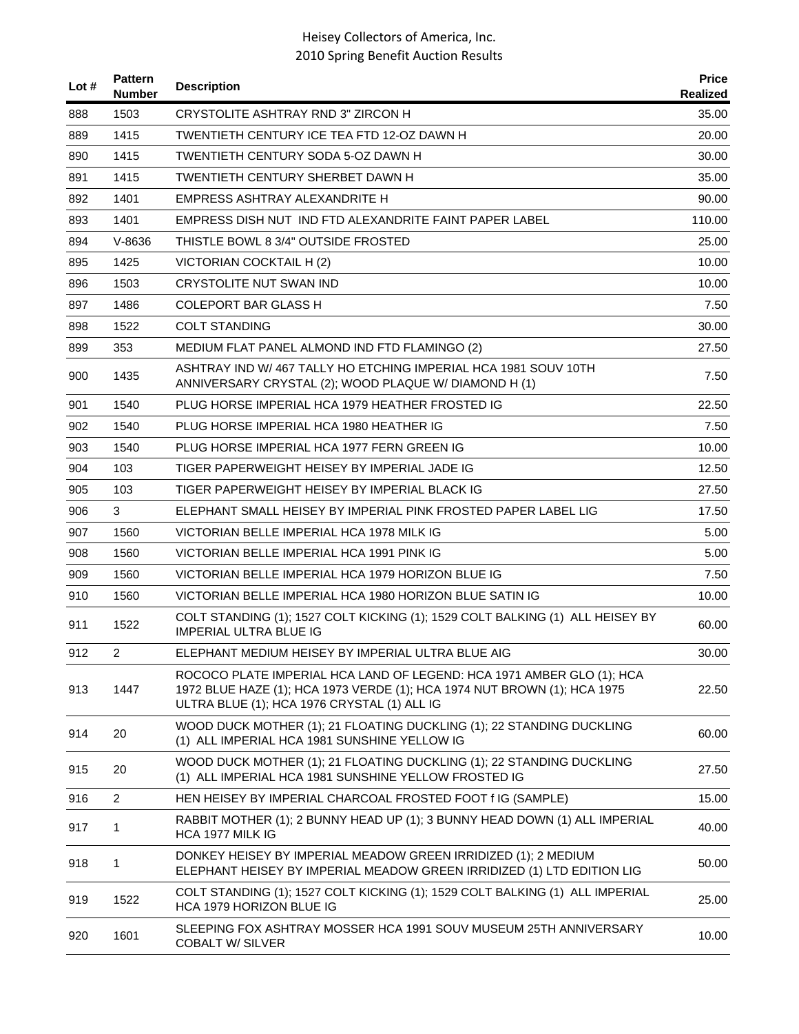| Lot # | Pattern Number | Description | Price Realized |
|---|---|---|---|
| 888 | 1503 | CRYSTOLITE ASHTRAY RND 3" ZIRCON H | 35.00 |
| 889 | 1415 | TWENTIETH CENTURY ICE TEA FTD 12-OZ DAWN H | 20.00 |
| 890 | 1415 | TWENTIETH CENTURY SODA 5-OZ DAWN H | 30.00 |
| 891 | 1415 | TWENTIETH CENTURY SHERBET DAWN H | 35.00 |
| 892 | 1401 | EMPRESS ASHTRAY ALEXANDRITE H | 90.00 |
| 893 | 1401 | EMPRESS DISH NUT IND FTD ALEXANDRITE FAINT PAPER LABEL | 110.00 |
| 894 | V-8636 | THISTLE BOWL 8 3/4" OUTSIDE FROSTED | 25.00 |
| 895 | 1425 | VICTORIAN COCKTAIL H (2) | 10.00 |
| 896 | 1503 | CRYSTOLITE NUT SWAN IND | 10.00 |
| 897 | 1486 | COLEPORT BAR GLASS H | 7.50 |
| 898 | 1522 | COLT STANDING | 30.00 |
| 899 | 353 | MEDIUM FLAT PANEL ALMOND IND FTD FLAMINGO (2) | 27.50 |
| 900 | 1435 | ASHTRAY IND W/ 467 TALLY HO ETCHING IMPERIAL HCA 1981 SOUV 10TH ANNIVERSARY CRYSTAL (2); WOOD PLAQUE W/ DIAMOND H (1) | 7.50 |
| 901 | 1540 | PLUG HORSE IMPERIAL HCA 1979 HEATHER FROSTED IG | 22.50 |
| 902 | 1540 | PLUG HORSE IMPERIAL HCA 1980 HEATHER IG | 7.50 |
| 903 | 1540 | PLUG HORSE IMPERIAL HCA 1977 FERN GREEN IG | 10.00 |
| 904 | 103 | TIGER PAPERWEIGHT HEISEY BY IMPERIAL JADE IG | 12.50 |
| 905 | 103 | TIGER PAPERWEIGHT HEISEY BY IMPERIAL BLACK IG | 27.50 |
| 906 | 3 | ELEPHANT SMALL HEISEY BY IMPERIAL PINK FROSTED PAPER LABEL LIG | 17.50 |
| 907 | 1560 | VICTORIAN BELLE IMPERIAL HCA 1978 MILK IG | 5.00 |
| 908 | 1560 | VICTORIAN BELLE IMPERIAL HCA 1991 PINK IG | 5.00 |
| 909 | 1560 | VICTORIAN BELLE IMPERIAL HCA 1979 HORIZON BLUE IG | 7.50 |
| 910 | 1560 | VICTORIAN BELLE IMPERIAL HCA 1980 HORIZON BLUE SATIN IG | 10.00 |
| 911 | 1522 | COLT STANDING (1); 1527 COLT KICKING (1); 1529 COLT BALKING (1) ALL HEISEY BY IMPERIAL ULTRA BLUE IG | 60.00 |
| 912 | 2 | ELEPHANT MEDIUM HEISEY BY IMPERIAL ULTRA BLUE AIG | 30.00 |
| 913 | 1447 | ROCOCO PLATE IMPERIAL HCA LAND OF LEGEND: HCA 1971 AMBER GLO (1); HCA 1972 BLUE HAZE (1); HCA 1973 VERDE (1); HCA 1974 NUT BROWN (1); HCA 1975 ULTRA BLUE (1); HCA 1976 CRYSTAL (1) ALL IG | 22.50 |
| 914 | 20 | WOOD DUCK MOTHER (1); 21 FLOATING DUCKLING (1); 22 STANDING DUCKLING (1) ALL IMPERIAL HCA 1981 SUNSHINE YELLOW IG | 60.00 |
| 915 | 20 | WOOD DUCK MOTHER (1); 21 FLOATING DUCKLING (1); 22 STANDING DUCKLING (1) ALL IMPERIAL HCA 1981 SUNSHINE YELLOW FROSTED IG | 27.50 |
| 916 | 2 | HEN HEISEY BY IMPERIAL CHARCOAL FROSTED FOOT f IG (SAMPLE) | 15.00 |
| 917 | 1 | RABBIT MOTHER (1); 2 BUNNY HEAD UP (1); 3 BUNNY HEAD DOWN (1) ALL IMPERIAL HCA 1977 MILK IG | 40.00 |
| 918 | 1 | DONKEY HEISEY BY IMPERIAL MEADOW GREEN IRRIDIZED (1); 2 MEDIUM ELEPHANT HEISEY BY IMPERIAL MEADOW GREEN IRRIDIZED (1) LTD EDITION LIG | 50.00 |
| 919 | 1522 | COLT STANDING (1); 1527 COLT KICKING (1); 1529 COLT BALKING (1) ALL IMPERIAL HCA 1979 HORIZON BLUE IG | 25.00 |
| 920 | 1601 | SLEEPING FOX ASHTRAY MOSSER HCA 1991 SOUV MUSEUM 25TH ANNIVERSARY COBALT W/ SILVER | 10.00 |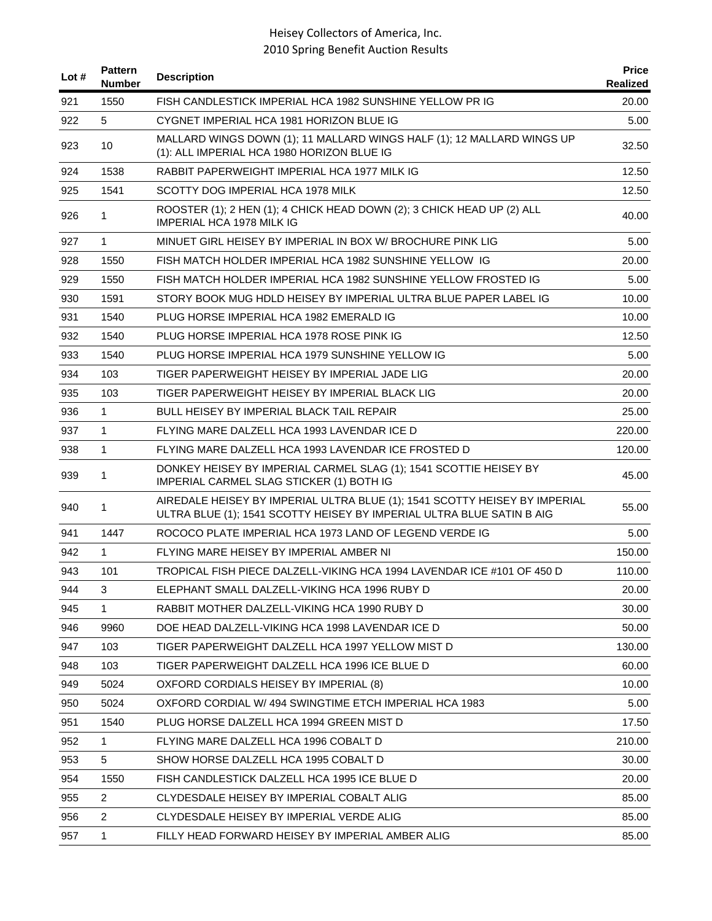| Lot # | Pattern Number | Description | Price Realized |
|---|---|---|---|
| 921 | 1550 | FISH CANDLESTICK IMPERIAL HCA 1982 SUNSHINE YELLOW PR IG | 20.00 |
| 922 | 5 | CYGNET IMPERIAL HCA 1981 HORIZON BLUE IG | 5.00 |
| 923 | 10 | MALLARD WINGS DOWN (1); 11 MALLARD WINGS HALF (1); 12 MALLARD WINGS UP (1): ALL IMPERIAL HCA 1980 HORIZON BLUE IG | 32.50 |
| 924 | 1538 | RABBIT PAPERWEIGHT IMPERIAL HCA 1977 MILK IG | 12.50 |
| 925 | 1541 | SCOTTY DOG IMPERIAL HCA 1978 MILK | 12.50 |
| 926 | 1 | ROOSTER (1); 2 HEN (1); 4 CHICK HEAD DOWN (2); 3 CHICK HEAD UP (2) ALL IMPERIAL HCA 1978 MILK IG | 40.00 |
| 927 | 1 | MINUET GIRL HEISEY BY IMPERIAL IN BOX W/ BROCHURE PINK LIG | 5.00 |
| 928 | 1550 | FISH MATCH HOLDER IMPERIAL HCA 1982 SUNSHINE YELLOW IG | 20.00 |
| 929 | 1550 | FISH MATCH HOLDER IMPERIAL HCA 1982 SUNSHINE YELLOW FROSTED IG | 5.00 |
| 930 | 1591 | STORY BOOK MUG HDLD HEISEY BY IMPERIAL ULTRA BLUE PAPER LABEL IG | 10.00 |
| 931 | 1540 | PLUG HORSE IMPERIAL HCA 1982 EMERALD IG | 10.00 |
| 932 | 1540 | PLUG HORSE IMPERIAL HCA 1978 ROSE PINK IG | 12.50 |
| 933 | 1540 | PLUG HORSE IMPERIAL HCA 1979 SUNSHINE YELLOW IG | 5.00 |
| 934 | 103 | TIGER PAPERWEIGHT HEISEY BY IMPERIAL JADE LIG | 20.00 |
| 935 | 103 | TIGER PAPERWEIGHT HEISEY BY IMPERIAL BLACK LIG | 20.00 |
| 936 | 1 | BULL HEISEY BY IMPERIAL BLACK TAIL REPAIR | 25.00 |
| 937 | 1 | FLYING MARE DALZELL HCA 1993 LAVENDAR ICE D | 220.00 |
| 938 | 1 | FLYING MARE DALZELL HCA 1993 LAVENDAR ICE FROSTED D | 120.00 |
| 939 | 1 | DONKEY HEISEY BY IMPERIAL CARMEL SLAG (1); 1541 SCOTTIE HEISEY BY IMPERIAL CARMEL SLAG STICKER (1) BOTH IG | 45.00 |
| 940 | 1 | AIREDALE HEISEY BY IMPERIAL ULTRA BLUE (1); 1541 SCOTTY HEISEY BY IMPERIAL ULTRA BLUE (1); 1541 SCOTTY HEISEY BY IMPERIAL ULTRA BLUE SATIN B AIG | 55.00 |
| 941 | 1447 | ROCOCO PLATE IMPERIAL HCA 1973 LAND OF LEGEND VERDE IG | 5.00 |
| 942 | 1 | FLYING MARE HEISEY BY IMPERIAL AMBER NI | 150.00 |
| 943 | 101 | TROPICAL FISH PIECE DALZELL-VIKING HCA 1994 LAVENDAR ICE #101 OF 450 D | 110.00 |
| 944 | 3 | ELEPHANT SMALL DALZELL-VIKING HCA 1996 RUBY D | 20.00 |
| 945 | 1 | RABBIT MOTHER DALZELL-VIKING HCA 1990 RUBY D | 30.00 |
| 946 | 9960 | DOE HEAD DALZELL-VIKING HCA 1998 LAVENDAR ICE D | 50.00 |
| 947 | 103 | TIGER PAPERWEIGHT DALZELL HCA 1997 YELLOW MIST D | 130.00 |
| 948 | 103 | TIGER PAPERWEIGHT DALZELL HCA 1996 ICE BLUE D | 60.00 |
| 949 | 5024 | OXFORD CORDIALS HEISEY BY IMPERIAL (8) | 10.00 |
| 950 | 5024 | OXFORD CORDIAL W/ 494 SWINGTIME ETCH IMPERIAL HCA 1983 | 5.00 |
| 951 | 1540 | PLUG HORSE DALZELL HCA 1994 GREEN MIST D | 17.50 |
| 952 | 1 | FLYING MARE DALZELL HCA 1996 COBALT D | 210.00 |
| 953 | 5 | SHOW HORSE DALZELL HCA 1995 COBALT D | 30.00 |
| 954 | 1550 | FISH CANDLESTICK DALZELL HCA 1995 ICE BLUE D | 20.00 |
| 955 | 2 | CLYDESDALE HEISEY BY IMPERIAL COBALT ALIG | 85.00 |
| 956 | 2 | CLYDESDALE HEISEY BY IMPERIAL VERDE ALIG | 85.00 |
| 957 | 1 | FILLY HEAD FORWARD HEISEY BY IMPERIAL AMBER ALIG | 85.00 |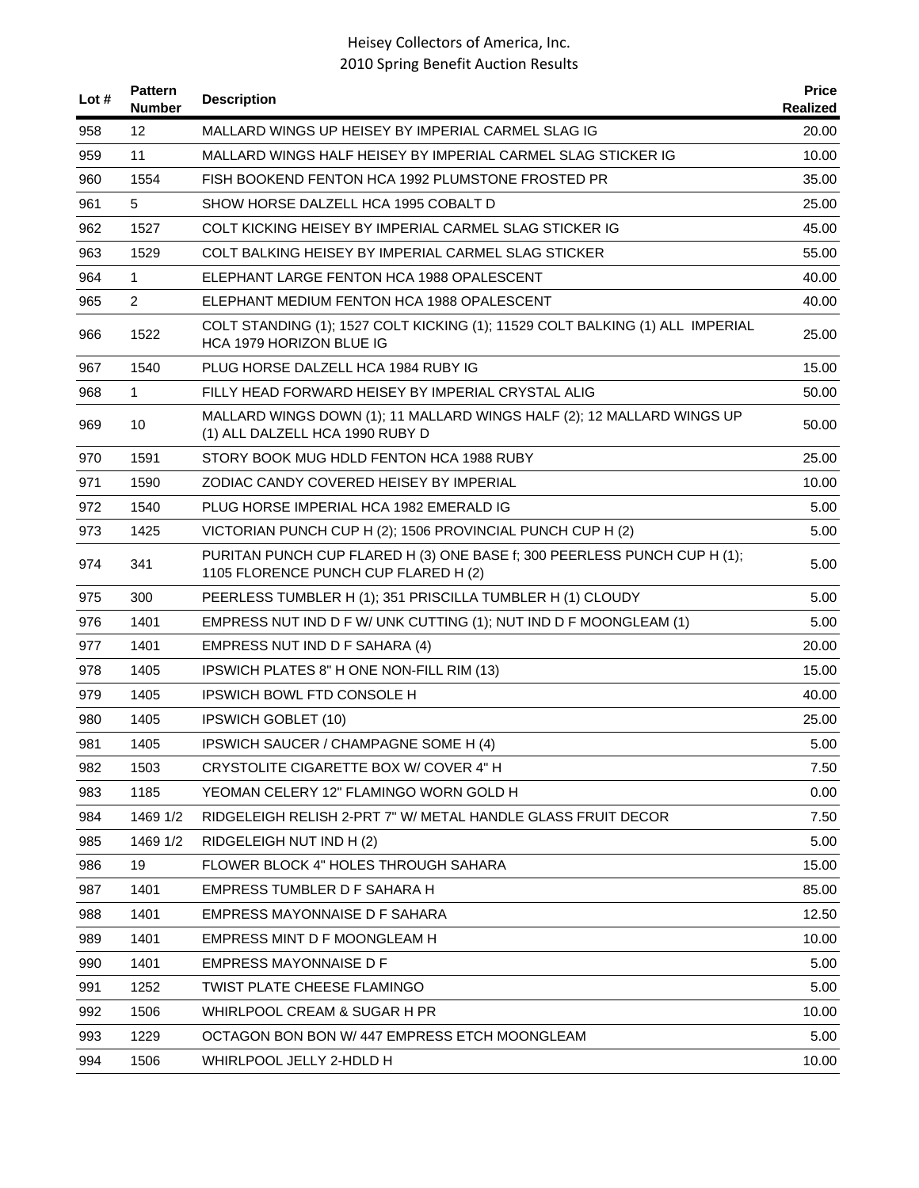| Lot # | Pattern Number | Description | Price Realized |
|---|---|---|---|
| 958 | 12 | MALLARD WINGS UP HEISEY BY IMPERIAL CARMEL SLAG IG | 20.00 |
| 959 | 11 | MALLARD WINGS HALF HEISEY BY IMPERIAL CARMEL SLAG STICKER IG | 10.00 |
| 960 | 1554 | FISH BOOKEND FENTON HCA 1992 PLUMSTONE FROSTED PR | 35.00 |
| 961 | 5 | SHOW HORSE DALZELL HCA 1995 COBALT D | 25.00 |
| 962 | 1527 | COLT KICKING HEISEY BY IMPERIAL CARMEL SLAG STICKER IG | 45.00 |
| 963 | 1529 | COLT BALKING HEISEY BY IMPERIAL CARMEL SLAG STICKER | 55.00 |
| 964 | 1 | ELEPHANT LARGE FENTON HCA 1988 OPALESCENT | 40.00 |
| 965 | 2 | ELEPHANT MEDIUM FENTON HCA 1988 OPALESCENT | 40.00 |
| 966 | 1522 | COLT STANDING (1); 1527 COLT KICKING (1); 11529 COLT BALKING (1) ALL IMPERIAL HCA 1979 HORIZON BLUE IG | 25.00 |
| 967 | 1540 | PLUG HORSE DALZELL HCA 1984 RUBY IG | 15.00 |
| 968 | 1 | FILLY HEAD FORWARD HEISEY BY IMPERIAL CRYSTAL ALIG | 50.00 |
| 969 | 10 | MALLARD WINGS DOWN (1); 11 MALLARD WINGS HALF (2); 12 MALLARD WINGS UP (1) ALL DALZELL HCA 1990 RUBY D | 50.00 |
| 970 | 1591 | STORY BOOK MUG HDLD FENTON HCA 1988 RUBY | 25.00 |
| 971 | 1590 | ZODIAC CANDY COVERED HEISEY BY IMPERIAL | 10.00 |
| 972 | 1540 | PLUG HORSE IMPERIAL HCA 1982 EMERALD IG | 5.00 |
| 973 | 1425 | VICTORIAN PUNCH CUP H (2); 1506 PROVINCIAL PUNCH CUP H (2) | 5.00 |
| 974 | 341 | PURITAN PUNCH CUP FLARED H (3) ONE BASE f; 300 PEERLESS PUNCH CUP H (1); 1105 FLORENCE PUNCH CUP FLARED H (2) | 5.00 |
| 975 | 300 | PEERLESS TUMBLER H (1); 351 PRISCILLA TUMBLER H (1) CLOUDY | 5.00 |
| 976 | 1401 | EMPRESS NUT IND D F W/ UNK CUTTING (1); NUT IND D F MOONGLEAM (1) | 5.00 |
| 977 | 1401 | EMPRESS NUT IND D F SAHARA (4) | 20.00 |
| 978 | 1405 | IPSWICH PLATES 8" H ONE NON-FILL RIM (13) | 15.00 |
| 979 | 1405 | IPSWICH BOWL FTD CONSOLE H | 40.00 |
| 980 | 1405 | IPSWICH GOBLET (10) | 25.00 |
| 981 | 1405 | IPSWICH SAUCER / CHAMPAGNE SOME H (4) | 5.00 |
| 982 | 1503 | CRYSTOLITE CIGARETTE BOX W/ COVER 4" H | 7.50 |
| 983 | 1185 | YEOMAN CELERY 12" FLAMINGO WORN GOLD H | 0.00 |
| 984 | 1469 1/2 | RIDGELEIGH RELISH 2-PRT 7" W/ METAL HANDLE GLASS FRUIT DECOR | 7.50 |
| 985 | 1469 1/2 | RIDGELEIGH NUT IND H (2) | 5.00 |
| 986 | 19 | FLOWER BLOCK 4" HOLES THROUGH SAHARA | 15.00 |
| 987 | 1401 | EMPRESS TUMBLER D F SAHARA H | 85.00 |
| 988 | 1401 | EMPRESS MAYONNAISE D F SAHARA | 12.50 |
| 989 | 1401 | EMPRESS MINT D F MOONGLEAM H | 10.00 |
| 990 | 1401 | EMPRESS MAYONNAISE D F | 5.00 |
| 991 | 1252 | TWIST PLATE CHEESE FLAMINGO | 5.00 |
| 992 | 1506 | WHIRLPOOL CREAM & SUGAR H PR | 10.00 |
| 993 | 1229 | OCTAGON BON BON W/ 447 EMPRESS ETCH MOONGLEAM | 5.00 |
| 994 | 1506 | WHIRLPOOL JELLY 2-HDLD H | 10.00 |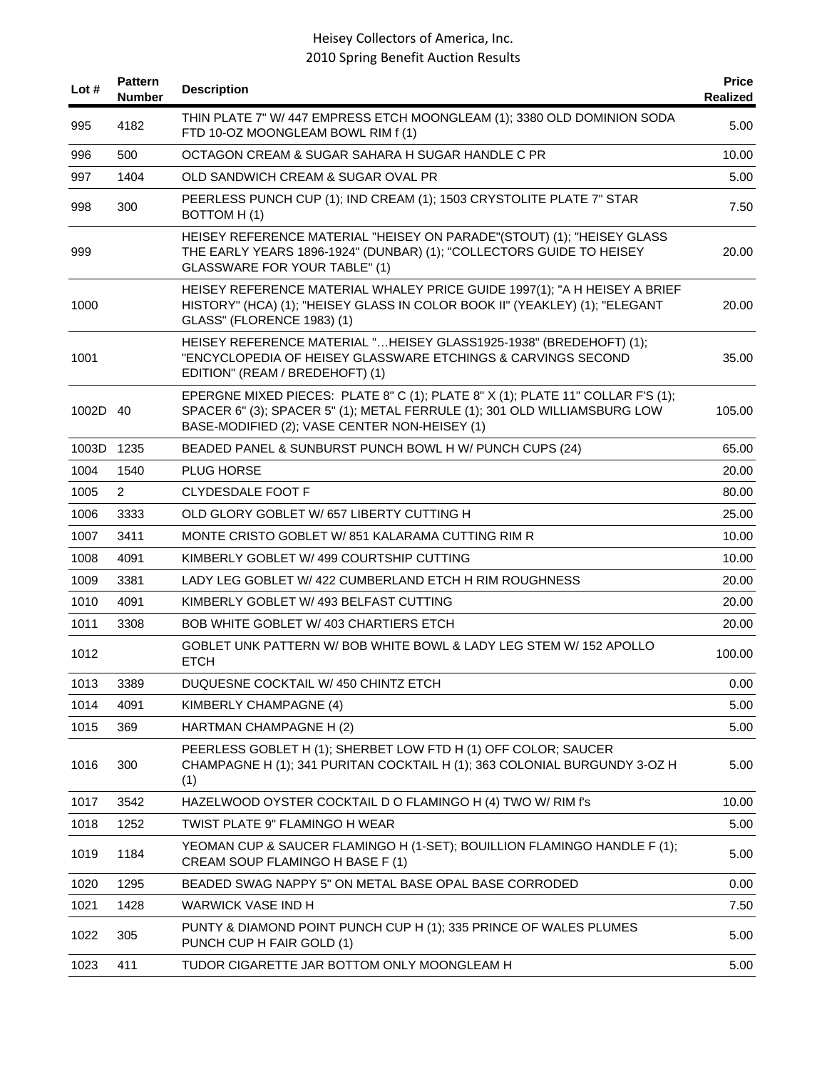| Lot # | Pattern Number | Description | Price Realized |
|---|---|---|---|
| 995 | 4182 | THIN PLATE 7" W/ 447 EMPRESS ETCH MOONGLEAM (1); 3380 OLD DOMINION SODA FTD 10-OZ MOONGLEAM BOWL RIM f (1) | 5.00 |
| 996 | 500 | OCTAGON CREAM & SUGAR SAHARA H SUGAR HANDLE C PR | 10.00 |
| 997 | 1404 | OLD SANDWICH CREAM & SUGAR OVAL PR | 5.00 |
| 998 | 300 | PEERLESS PUNCH CUP (1); IND CREAM (1); 1503 CRYSTOLITE PLATE 7" STAR BOTTOM H (1) | 7.50 |
| 999 | | HEISEY REFERENCE MATERIAL "HEISEY ON PARADE"(STOUT) (1); "HEISEY GLASS THE EARLY YEARS 1896-1924" (DUNBAR) (1); "COLLECTORS GUIDE TO HEISEY GLASSWARE FOR YOUR TABLE" (1) | 20.00 |
| 1000 | | HEISEY REFERENCE MATERIAL WHALEY PRICE GUIDE 1997(1); "A H HEISEY A BRIEF HISTORY" (HCA) (1); "HEISEY GLASS IN COLOR BOOK II" (YEAKLEY) (1); "ELEGANT GLASS" (FLORENCE 1983) (1) | 20.00 |
| 1001 | | HEISEY REFERENCE MATERIAL "...HEISEY GLASS1925-1938" (BREDEHOFT) (1); "ENCYCLOPEDIA OF HEISEY GLASSWARE ETCHINGS & CARVINGS SECOND EDITION" (REAM / BREDEHOFT) (1) | 35.00 |
| 1002D | 40 | EPERGNE MIXED PIECES: PLATE 8" C (1); PLATE 8" X (1); PLATE 11" COLLAR F'S (1); SPACER 6" (3); SPACER 5" (1); METAL FERRULE (1); 301 OLD WILLIAMSBURG LOW BASE-MODIFIED (2); VASE CENTER NON-HEISEY (1) | 105.00 |
| 1003D | 1235 | BEADED PANEL & SUNBURST PUNCH BOWL H W/ PUNCH CUPS (24) | 65.00 |
| 1004 | 1540 | PLUG HORSE | 20.00 |
| 1005 | 2 | CLYDESDALE FOOT F | 80.00 |
| 1006 | 3333 | OLD GLORY GOBLET W/ 657 LIBERTY CUTTING H | 25.00 |
| 1007 | 3411 | MONTE CRISTO GOBLET W/ 851 KALARAMA CUTTING RIM R | 10.00 |
| 1008 | 4091 | KIMBERLY GOBLET W/ 499 COURTSHIP CUTTING | 10.00 |
| 1009 | 3381 | LADY LEG GOBLET W/ 422 CUMBERLAND ETCH H RIM ROUGHNESS | 20.00 |
| 1010 | 4091 | KIMBERLY GOBLET W/ 493 BELFAST CUTTING | 20.00 |
| 1011 | 3308 | BOB WHITE GOBLET W/ 403 CHARTIERS ETCH | 20.00 |
| 1012 | | GOBLET UNK PATTERN W/ BOB WHITE BOWL & LADY LEG STEM W/ 152 APOLLO ETCH | 100.00 |
| 1013 | 3389 | DUQUESNE COCKTAIL W/ 450 CHINTZ ETCH | 0.00 |
| 1014 | 4091 | KIMBERLY CHAMPAGNE (4) | 5.00 |
| 1015 | 369 | HARTMAN CHAMPAGNE H (2) | 5.00 |
| 1016 | 300 | PEERLESS GOBLET H (1); SHERBET LOW FTD H (1) OFF COLOR; SAUCER CHAMPAGNE H (1); 341 PURITAN COCKTAIL H (1); 363 COLONIAL BURGUNDY 3-OZ H (1) | 5.00 |
| 1017 | 3542 | HAZELWOOD OYSTER COCKTAIL D O FLAMINGO H (4) TWO W/ RIM f's | 10.00 |
| 1018 | 1252 | TWIST PLATE 9" FLAMINGO H WEAR | 5.00 |
| 1019 | 1184 | YEOMAN CUP & SAUCER FLAMINGO H (1-SET); BOUILLION FLAMINGO HANDLE F (1); CREAM SOUP FLAMINGO H BASE F (1) | 5.00 |
| 1020 | 1295 | BEADED SWAG NAPPY 5" ON METAL BASE OPAL BASE CORRODED | 0.00 |
| 1021 | 1428 | WARWICK VASE IND H | 7.50 |
| 1022 | 305 | PUNTY & DIAMOND POINT PUNCH CUP H (1); 335 PRINCE OF WALES PLUMES PUNCH CUP H FAIR GOLD (1) | 5.00 |
| 1023 | 411 | TUDOR CIGARETTE JAR BOTTOM ONLY MOONGLEAM H | 5.00 |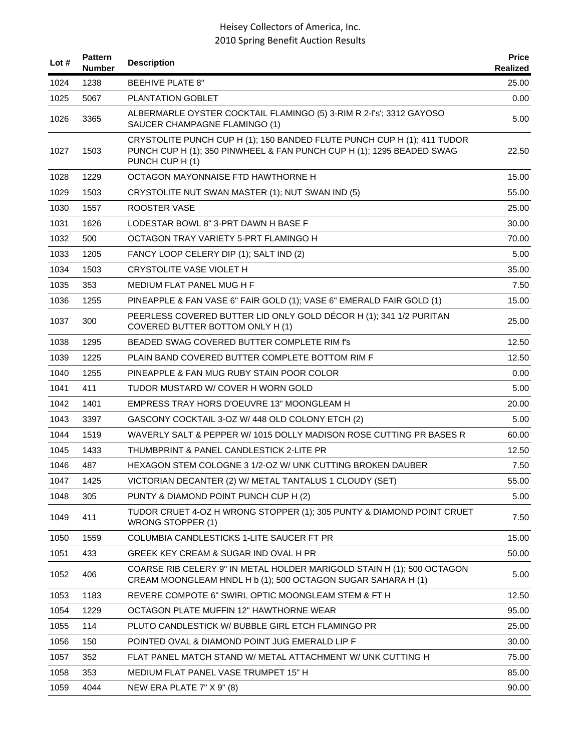| Lot # | Pattern Number | Description | Price Realized |
|---|---|---|---|
| 1024 | 1238 | BEEHIVE PLATE 8" | 25.00 |
| 1025 | 5067 | PLANTATION GOBLET | 0.00 |
| 1026 | 3365 | ALBERMARLE OYSTER COCKTAIL FLAMINGO (5) 3-RIM R 2-f's'; 3312 GAYOSO SAUCER CHAMPAGNE FLAMINGO (1) | 5.00 |
| 1027 | 1503 | CRYSTOLITE PUNCH CUP H (1); 150 BANDED FLUTE PUNCH CUP H (1); 411 TUDOR PUNCH CUP H (1); 350 PINWHEEL & FAN PUNCH CUP H (1); 1295 BEADED SWAG PUNCH CUP H (1) | 22.50 |
| 1028 | 1229 | OCTAGON MAYONNAISE FTD HAWTHORNE H | 15.00 |
| 1029 | 1503 | CRYSTOLITE NUT SWAN MASTER (1); NUT SWAN IND (5) | 55.00 |
| 1030 | 1557 | ROOSTER VASE | 25.00 |
| 1031 | 1626 | LODESTAR BOWL 8" 3-PRT DAWN H BASE F | 30.00 |
| 1032 | 500 | OCTAGON TRAY VARIETY 5-PRT FLAMINGO H | 70.00 |
| 1033 | 1205 | FANCY LOOP CELERY DIP (1); SALT IND (2) | 5.00 |
| 1034 | 1503 | CRYSTOLITE VASE VIOLET H | 35.00 |
| 1035 | 353 | MEDIUM FLAT PANEL MUG H F | 7.50 |
| 1036 | 1255 | PINEAPPLE & FAN VASE 6" FAIR GOLD (1); VASE 6" EMERALD FAIR GOLD (1) | 15.00 |
| 1037 | 300 | PEERLESS COVERED BUTTER LID ONLY GOLD DÉCOR H (1); 341 1/2 PURITAN COVERED BUTTER BOTTOM ONLY H (1) | 25.00 |
| 1038 | 1295 | BEADED SWAG COVERED BUTTER COMPLETE RIM f's | 12.50 |
| 1039 | 1225 | PLAIN BAND COVERED BUTTER COMPLETE BOTTOM RIM F | 12.50 |
| 1040 | 1255 | PINEAPPLE & FAN MUG RUBY STAIN POOR COLOR | 0.00 |
| 1041 | 411 | TUDOR MUSTARD W/ COVER H WORN GOLD | 5.00 |
| 1042 | 1401 | EMPRESS TRAY HORS D'OEUVRE 13" MOONGLEAM H | 20.00 |
| 1043 | 3397 | GASCONY COCKTAIL 3-OZ W/ 448 OLD COLONY ETCH (2) | 5.00 |
| 1044 | 1519 | WAVERLY SALT & PEPPER W/ 1015 DOLLY MADISON ROSE CUTTING PR BASES R | 60.00 |
| 1045 | 1433 | THUMBPRINT & PANEL CANDLESTICK 2-LITE PR | 12.50 |
| 1046 | 487 | HEXAGON STEM COLOGNE 3 1/2-OZ W/ UNK CUTTING BROKEN DAUBER | 7.50 |
| 1047 | 1425 | VICTORIAN DECANTER (2) W/ METAL TANTALUS 1 CLOUDY (SET) | 55.00 |
| 1048 | 305 | PUNTY & DIAMOND POINT PUNCH CUP H (2) | 5.00 |
| 1049 | 411 | TUDOR CRUET 4-OZ H WRONG STOPPER (1); 305 PUNTY & DIAMOND POINT CRUET WRONG STOPPER (1) | 7.50 |
| 1050 | 1559 | COLUMBIA CANDLESTICKS 1-LITE SAUCER FT PR | 15.00 |
| 1051 | 433 | GREEK KEY CREAM & SUGAR IND OVAL H PR | 50.00 |
| 1052 | 406 | COARSE RIB CELERY 9" IN METAL HOLDER MARIGOLD STAIN H (1); 500 OCTAGON CREAM MOONGLEAM HNDL H b (1); 500 OCTAGON SUGAR SAHARA H (1) | 5.00 |
| 1053 | 1183 | REVERE COMPOTE 6" SWIRL OPTIC MOONGLEAM STEM & FT H | 12.50 |
| 1054 | 1229 | OCTAGON PLATE MUFFIN 12" HAWTHORNE WEAR | 95.00 |
| 1055 | 114 | PLUTO CANDLESTICK W/ BUBBLE GIRL ETCH FLAMINGO PR | 25.00 |
| 1056 | 150 | POINTED OVAL & DIAMOND POINT JUG EMERALD LIP F | 30.00 |
| 1057 | 352 | FLAT PANEL MATCH STAND W/ METAL ATTACHMENT W/ UNK CUTTING H | 75.00 |
| 1058 | 353 | MEDIUM FLAT PANEL VASE TRUMPET 15" H | 85.00 |
| 1059 | 4044 | NEW ERA PLATE 7" X 9" (8) | 90.00 |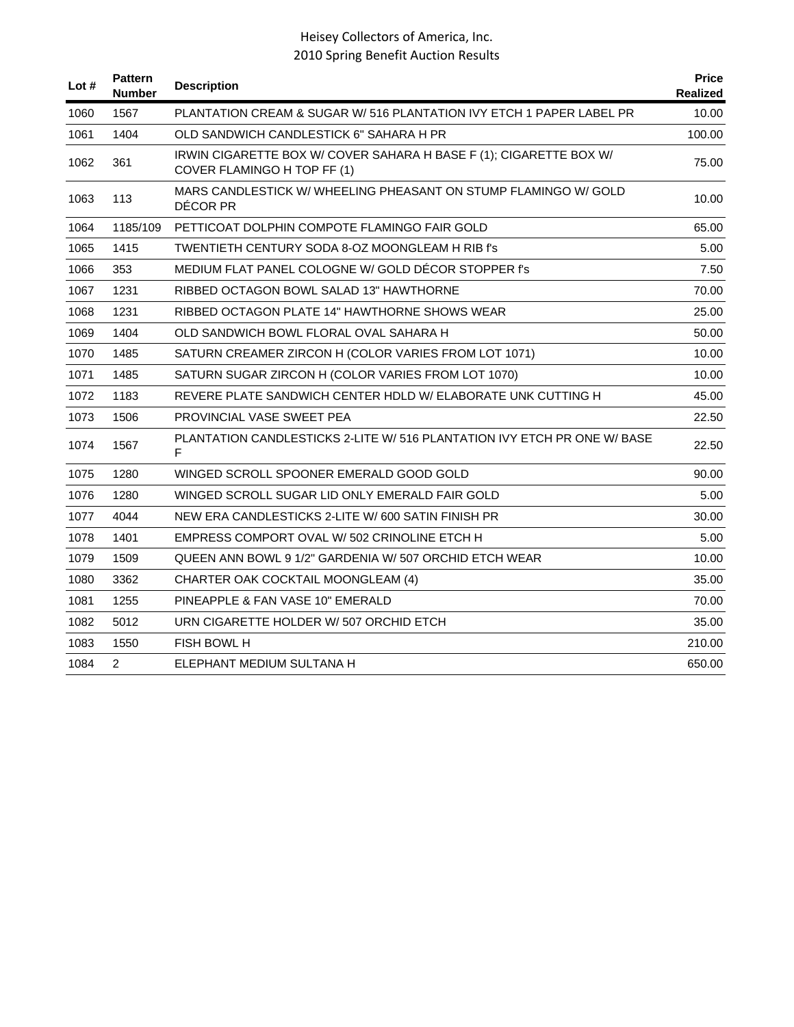| Lot # | Pattern Number | Description | Price Realized |
|---|---|---|---|
| 1060 | 1567 | PLANTATION CREAM & SUGAR W/ 516 PLANTATION IVY ETCH 1 PAPER LABEL PR | 10.00 |
| 1061 | 1404 | OLD SANDWICH CANDLESTICK 6" SAHARA H PR | 100.00 |
| 1062 | 361 | IRWIN CIGARETTE BOX W/ COVER SAHARA H BASE F (1); CIGARETTE BOX W/ COVER FLAMINGO H TOP FF (1) | 75.00 |
| 1063 | 113 | MARS CANDLESTICK W/ WHEELING PHEASANT ON STUMP FLAMINGO W/ GOLD DÉCOR PR | 10.00 |
| 1064 | 1185/109 | PETTICOAT DOLPHIN COMPOTE FLAMINGO FAIR GOLD | 65.00 |
| 1065 | 1415 | TWENTIETH CENTURY SODA 8-OZ MOONGLEAM H RIB f's | 5.00 |
| 1066 | 353 | MEDIUM FLAT PANEL COLOGNE W/ GOLD DÉCOR STOPPER f's | 7.50 |
| 1067 | 1231 | RIBBED OCTAGON BOWL SALAD 13" HAWTHORNE | 70.00 |
| 1068 | 1231 | RIBBED OCTAGON PLATE 14" HAWTHORNE SHOWS WEAR | 25.00 |
| 1069 | 1404 | OLD SANDWICH BOWL FLORAL OVAL SAHARA H | 50.00 |
| 1070 | 1485 | SATURN CREAMER ZIRCON H (COLOR VARIES FROM LOT 1071) | 10.00 |
| 1071 | 1485 | SATURN SUGAR ZIRCON H (COLOR VARIES FROM LOT 1070) | 10.00 |
| 1072 | 1183 | REVERE PLATE SANDWICH CENTER HDLD W/ ELABORATE UNK CUTTING H | 45.00 |
| 1073 | 1506 | PROVINCIAL VASE SWEET PEA | 22.50 |
| 1074 | 1567 | PLANTATION CANDLESTICKS 2-LITE W/ 516 PLANTATION IVY ETCH PR ONE W/ BASE F | 22.50 |
| 1075 | 1280 | WINGED SCROLL SPOONER EMERALD GOOD GOLD | 90.00 |
| 1076 | 1280 | WINGED SCROLL SUGAR LID ONLY EMERALD FAIR GOLD | 5.00 |
| 1077 | 4044 | NEW ERA CANDLESTICKS 2-LITE W/ 600 SATIN FINISH PR | 30.00 |
| 1078 | 1401 | EMPRESS COMPORT OVAL W/ 502 CRINOLINE ETCH H | 5.00 |
| 1079 | 1509 | QUEEN ANN BOWL 9 1/2" GARDENIA W/ 507 ORCHID ETCH WEAR | 10.00 |
| 1080 | 3362 | CHARTER OAK COCKTAIL MOONGLEAM (4) | 35.00 |
| 1081 | 1255 | PINEAPPLE & FAN VASE 10" EMERALD | 70.00 |
| 1082 | 5012 | URN CIGARETTE HOLDER W/ 507 ORCHID ETCH | 35.00 |
| 1083 | 1550 | FISH BOWL H | 210.00 |
| 1084 | 2 | ELEPHANT MEDIUM SULTANA H | 650.00 |